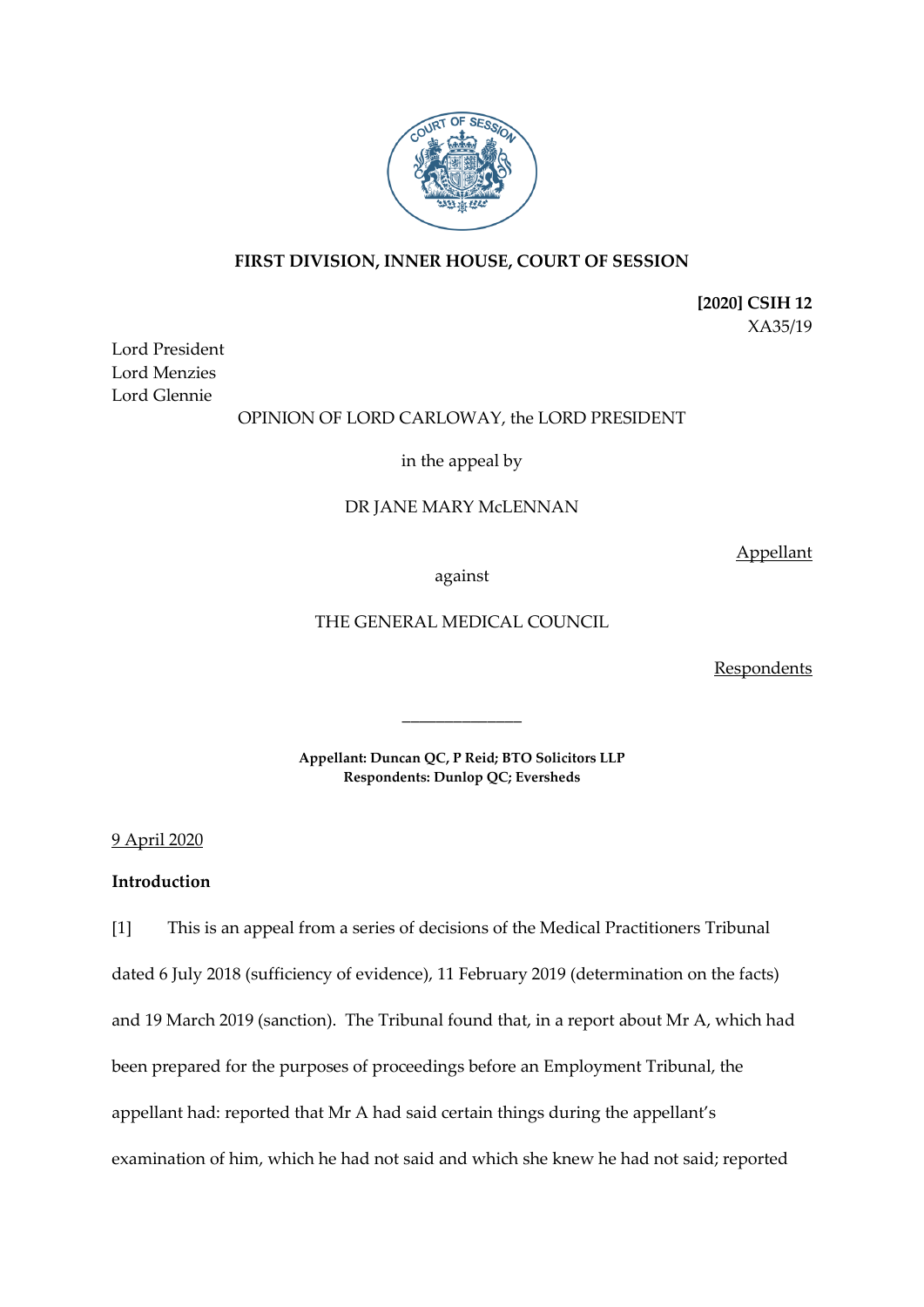**FIRST DIVISION, INNER HOUSE, COURT OF SESSION**

**[2020] CSIH 12**
XA35/19

Lord President
Lord Menzies
Lord Glennie

OPINION OF LORD CARLOWAY, the LORD PRESIDENT

in the appeal by

DR JANE MARY McLENNAN

Appellant

against

THE GENERAL MEDICAL COUNCIL

Respondents

______________

**Appellant: Duncan QC, P Reid; BTO Solicitors LLP**
**Respondents: Dunlop QC; Eversheds**

9 April 2020

## Introduction

[1] This is an appeal from a series of decisions of the Medical Practitioners Tribunal dated 6 July 2018 (sufficiency of evidence), 11 February 2019 (determination on the facts) and 19 March 2019 (sanction). The Tribunal found that, in a report about Mr A, which had been prepared for the purposes of proceedings before an Employment Tribunal, the appellant had: reported that Mr A had said certain things during the appellant's examination of him, which he had not said and which she knew he had not said; reported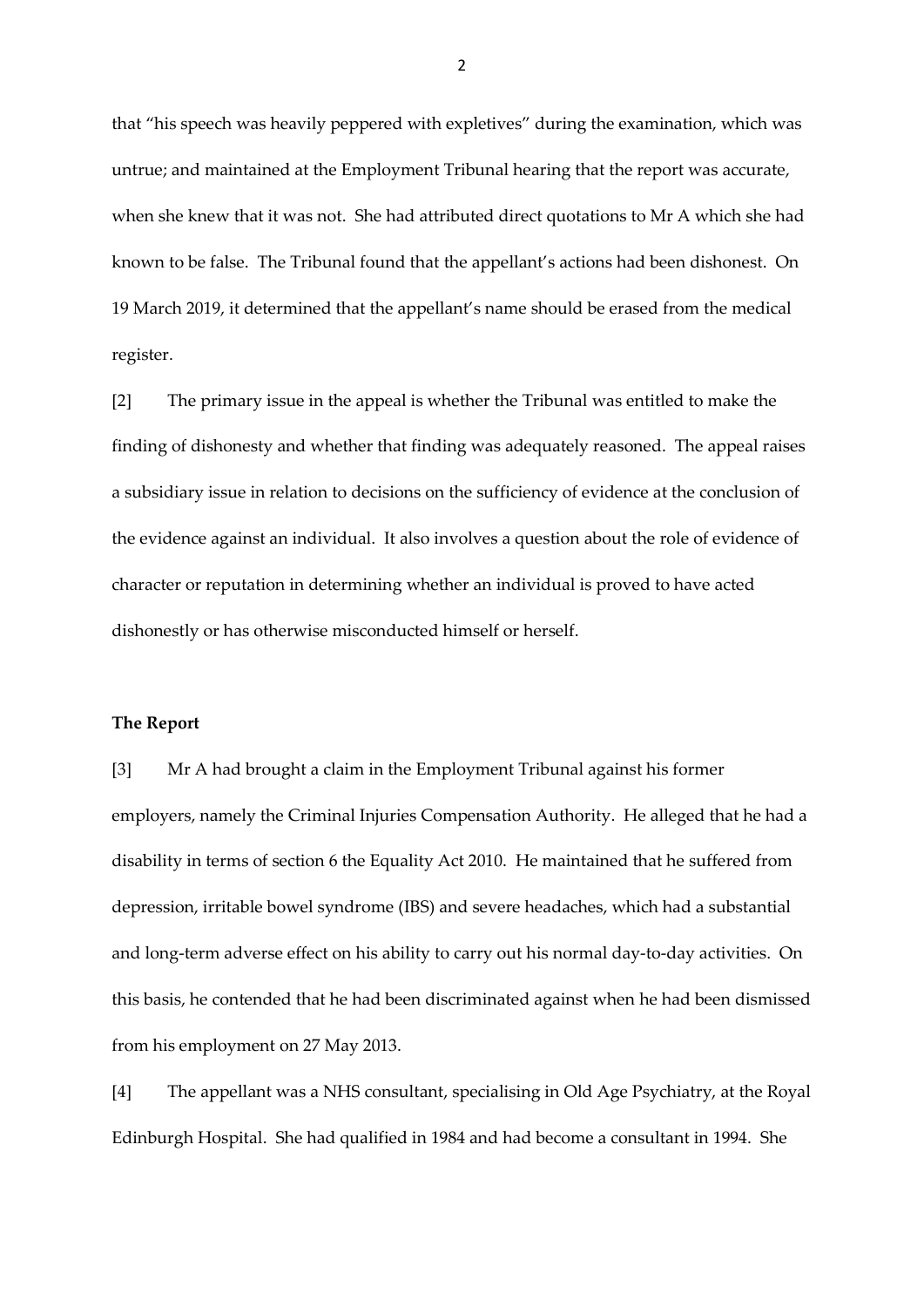that "his speech was heavily peppered with expletives" during the examination, which was untrue; and maintained at the Employment Tribunal hearing that the report was accurate, when she knew that it was not. She had attributed direct quotations to Mr A which she had known to be false. The Tribunal found that the appellant's actions had been dishonest. On 19 March 2019, it determined that the appellant's name should be erased from the medical register.

[2] The primary issue in the appeal is whether the Tribunal was entitled to make the finding of dishonesty and whether that finding was adequately reasoned. The appeal raises a subsidiary issue in relation to decisions on the sufficiency of evidence at the conclusion of the evidence against an individual. It also involves a question about the role of evidence of character or reputation in determining whether an individual is proved to have acted dishonestly or has otherwise misconducted himself or herself.

**The Report**

[3] Mr A had brought a claim in the Employment Tribunal against his former employers, namely the Criminal Injuries Compensation Authority. He alleged that he had a disability in terms of section 6 the Equality Act 2010. He maintained that he suffered from depression, irritable bowel syndrome (IBS) and severe headaches, which had a substantial and long-term adverse effect on his ability to carry out his normal day-to-day activities. On this basis, he contended that he had been discriminated against when he had been dismissed from his employment on 27 May 2013.

[4] The appellant was a NHS consultant, specialising in Old Age Psychiatry, at the Royal Edinburgh Hospital. She had qualified in 1984 and had become a consultant in 1994. She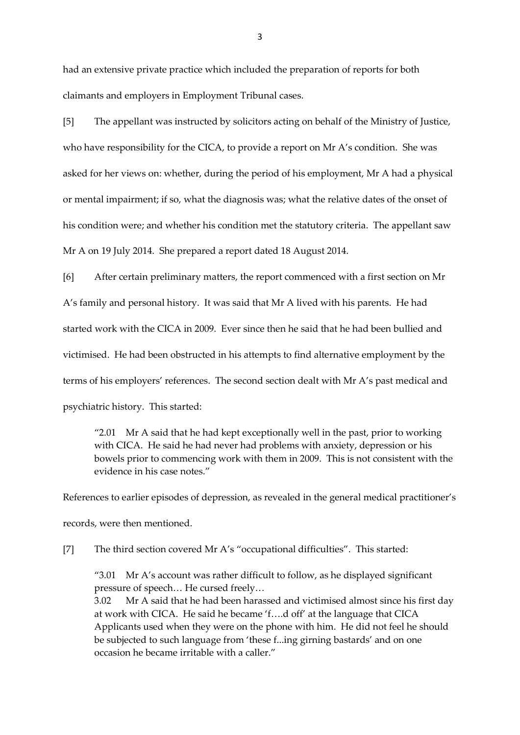had an extensive private practice which included the preparation of reports for both claimants and employers in Employment Tribunal cases.

[5] The appellant was instructed by solicitors acting on behalf of the Ministry of Justice, who have responsibility for the CICA, to provide a report on Mr A's condition. She was asked for her views on: whether, during the period of his employment, Mr A had a physical or mental impairment; if so, what the diagnosis was; what the relative dates of the onset of his condition were; and whether his condition met the statutory criteria. The appellant saw Mr A on 19 July 2014. She prepared a report dated 18 August 2014.

[6] After certain preliminary matters, the report commenced with a first section on Mr A's family and personal history. It was said that Mr A lived with his parents. He had started work with the CICA in 2009. Ever since then he said that he had been bullied and victimised. He had been obstructed in his attempts to find alternative employment by the terms of his employers' references. The second section dealt with Mr A's past medical and psychiatric history. This started:

> "2.01 Mr A said that he had kept exceptionally well in the past, prior to working with CICA. He said he had never had problems with anxiety, depression or his bowels prior to commencing work with them in 2009. This is not consistent with the evidence in his case notes."

References to earlier episodes of depression, as revealed in the general medical practitioner's records, were then mentioned.

[7] The third section covered Mr A's "occupational difficulties". This started:

> "3.01 Mr A's account was rather difficult to follow, as he displayed significant pressure of speech… He cursed freely…
> 3.02 Mr A said that he had been harassed and victimised almost since his first day at work with CICA. He said he became 'f….d off' at the language that CICA Applicants used when they were on the phone with him. He did not feel he should be subjected to such language from 'these f...ing girning bastards' and on one occasion he became irritable with a caller."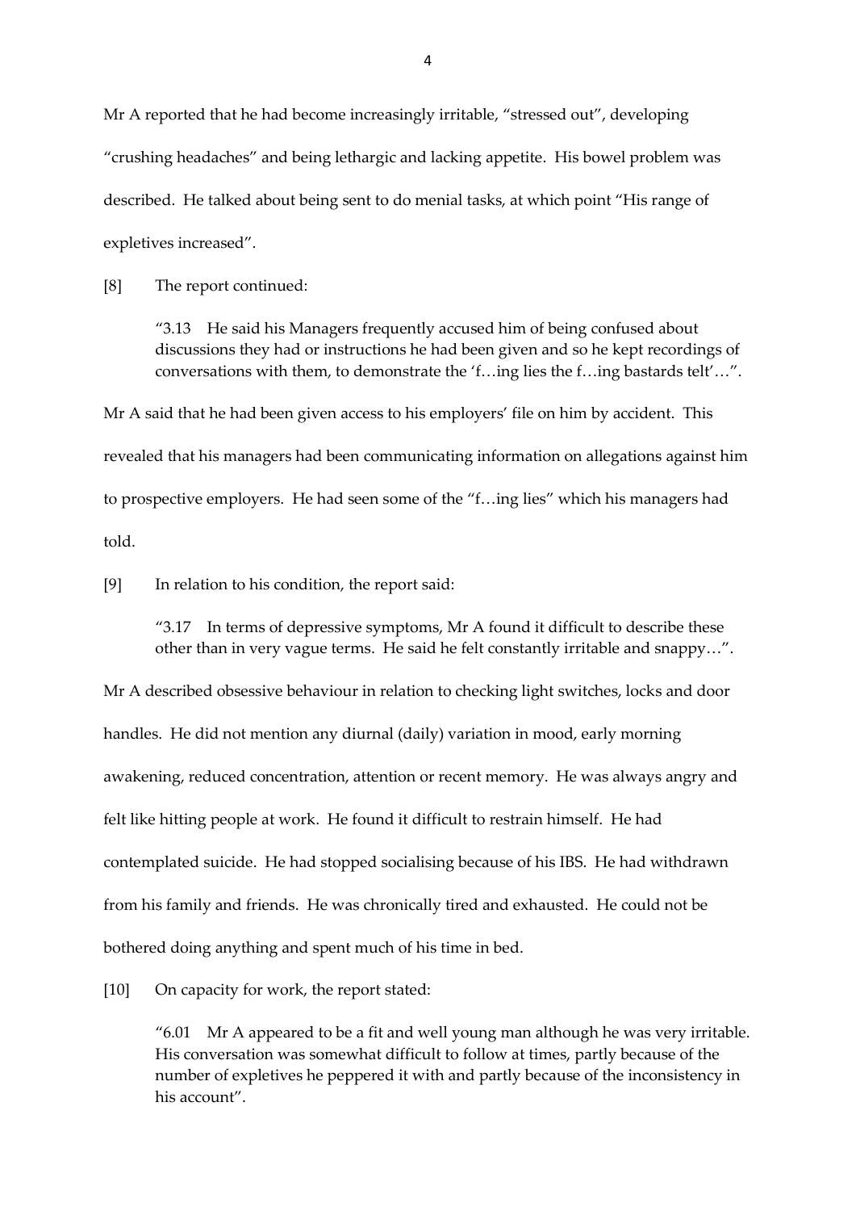Mr A reported that he had become increasingly irritable, "stressed out", developing "crushing headaches" and being lethargic and lacking appetite. His bowel problem was described. He talked about being sent to do menial tasks, at which point "His range of expletives increased".

[8] The report continued:

> "3.13 He said his Managers frequently accused him of being confused about discussions they had or instructions he had been given and so he kept recordings of conversations with them, to demonstrate the 'f…ing lies the f…ing bastards telt'…".

Mr A said that he had been given access to his employers' file on him by accident. This revealed that his managers had been communicating information on allegations against him to prospective employers. He had seen some of the "f…ing lies" which his managers had told.

[9] In relation to his condition, the report said:

> "3.17 In terms of depressive symptoms, Mr A found it difficult to describe these other than in very vague terms. He said he felt constantly irritable and snappy…".

Mr A described obsessive behaviour in relation to checking light switches, locks and door handles. He did not mention any diurnal (daily) variation in mood, early morning awakening, reduced concentration, attention or recent memory. He was always angry and felt like hitting people at work. He found it difficult to restrain himself. He had contemplated suicide. He had stopped socialising because of his IBS. He had withdrawn from his family and friends. He was chronically tired and exhausted. He could not be bothered doing anything and spent much of his time in bed.

[10] On capacity for work, the report stated:

> "6.01 Mr A appeared to be a fit and well young man although he was very irritable. His conversation was somewhat difficult to follow at times, partly because of the number of expletives he peppered it with and partly because of the inconsistency in his account".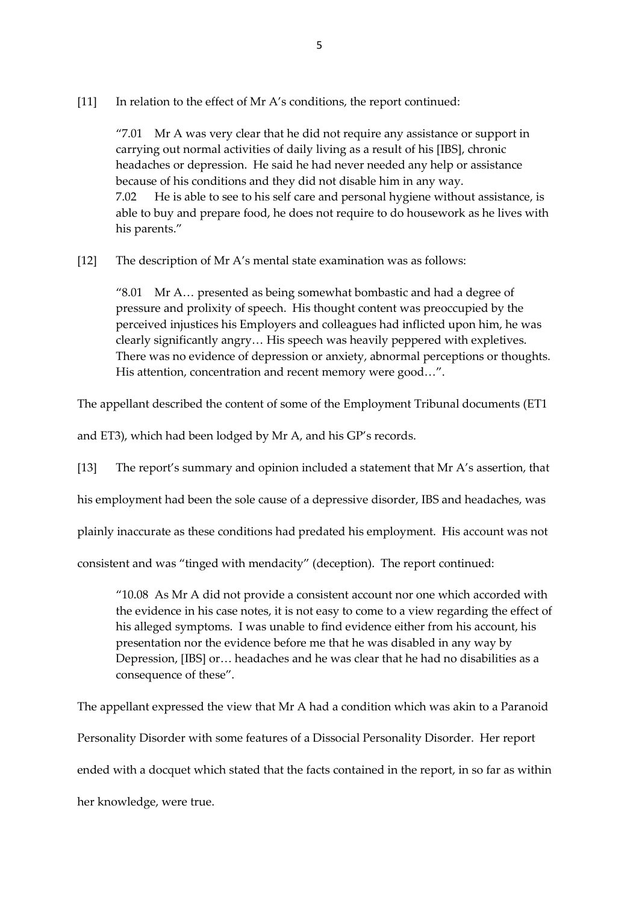[11] In relation to the effect of Mr A's conditions, the report continued:

> "7.01 Mr A was very clear that he did not require any assistance or support in carrying out normal activities of daily living as a result of his [IBS], chronic headaches or depression. He said he had never needed any help or assistance because of his conditions and they did not disable him in any way.
> 7.02 He is able to see to his self care and personal hygiene without assistance, is able to buy and prepare food, he does not require to do housework as he lives with his parents."

[12] The description of Mr A's mental state examination was as follows:

> "8.01 Mr A… presented as being somewhat bombastic and had a degree of pressure and prolixity of speech. His thought content was preoccupied by the perceived injustices his Employers and colleagues had inflicted upon him, he was clearly significantly angry… His speech was heavily peppered with expletives. There was no evidence of depression or anxiety, abnormal perceptions or thoughts. His attention, concentration and recent memory were good…".

The appellant described the content of some of the Employment Tribunal documents (ET1 and ET3), which had been lodged by Mr A, and his GP's records.

[13] The report's summary and opinion included a statement that Mr A's assertion, that his employment had been the sole cause of a depressive disorder, IBS and headaches, was plainly inaccurate as these conditions had predated his employment. His account was not consistent and was "tinged with mendacity" (deception). The report continued:

> "10.08 As Mr A did not provide a consistent account nor one which accorded with the evidence in his case notes, it is not easy to come to a view regarding the effect of his alleged symptoms. I was unable to find evidence either from his account, his presentation nor the evidence before me that he was disabled in any way by Depression, [IBS] or… headaches and he was clear that he had no disabilities as a consequence of these".

The appellant expressed the view that Mr A had a condition which was akin to a Paranoid Personality Disorder with some features of a Dissocial Personality Disorder. Her report ended with a docquet which stated that the facts contained in the report, in so far as within her knowledge, were true.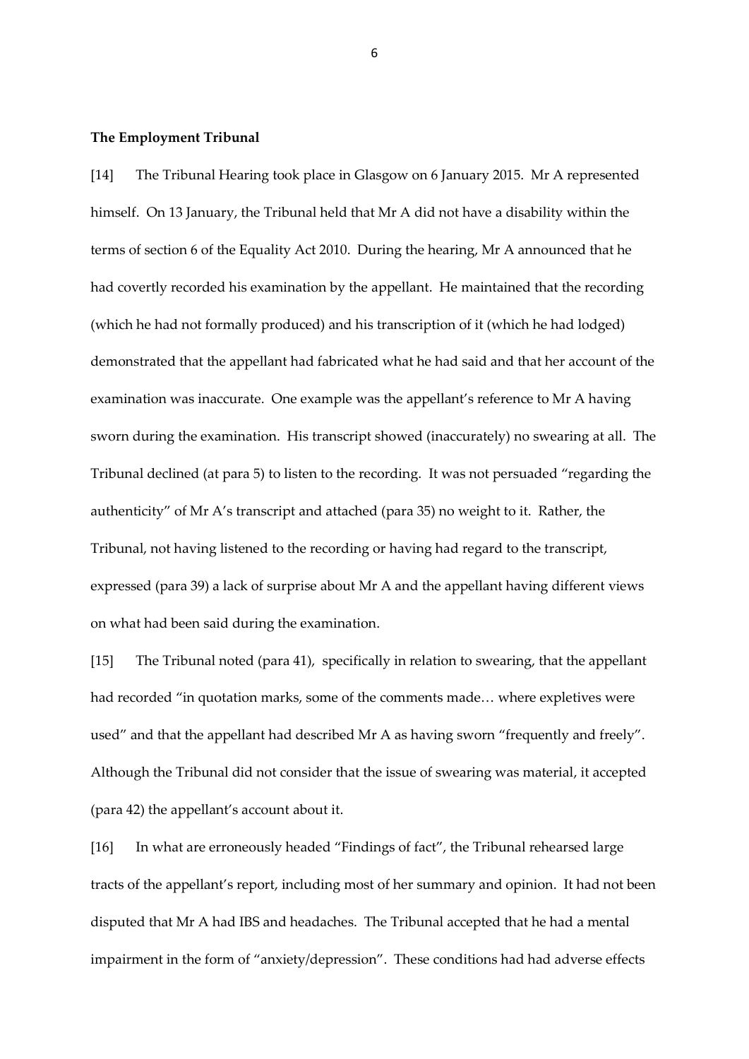**The Employment Tribunal**

[14] The Tribunal Hearing took place in Glasgow on 6 January 2015. Mr A represented himself. On 13 January, the Tribunal held that Mr A did not have a disability within the terms of section 6 of the Equality Act 2010. During the hearing, Mr A announced that he had covertly recorded his examination by the appellant. He maintained that the recording (which he had not formally produced) and his transcription of it (which he had lodged) demonstrated that the appellant had fabricated what he had said and that her account of the examination was inaccurate. One example was the appellant's reference to Mr A having sworn during the examination. His transcript showed (inaccurately) no swearing at all. The Tribunal declined (at para 5) to listen to the recording. It was not persuaded "regarding the authenticity" of Mr A's transcript and attached (para 35) no weight to it. Rather, the Tribunal, not having listened to the recording or having had regard to the transcript, expressed (para 39) a lack of surprise about Mr A and the appellant having different views on what had been said during the examination.

[15] The Tribunal noted (para 41), specifically in relation to swearing, that the appellant had recorded "in quotation marks, some of the comments made… where expletives were used" and that the appellant had described Mr A as having sworn "frequently and freely". Although the Tribunal did not consider that the issue of swearing was material, it accepted (para 42) the appellant's account about it.

[16] In what are erroneously headed "Findings of fact", the Tribunal rehearsed large tracts of the appellant's report, including most of her summary and opinion. It had not been disputed that Mr A had IBS and headaches. The Tribunal accepted that he had a mental impairment in the form of "anxiety/depression". These conditions had had adverse effects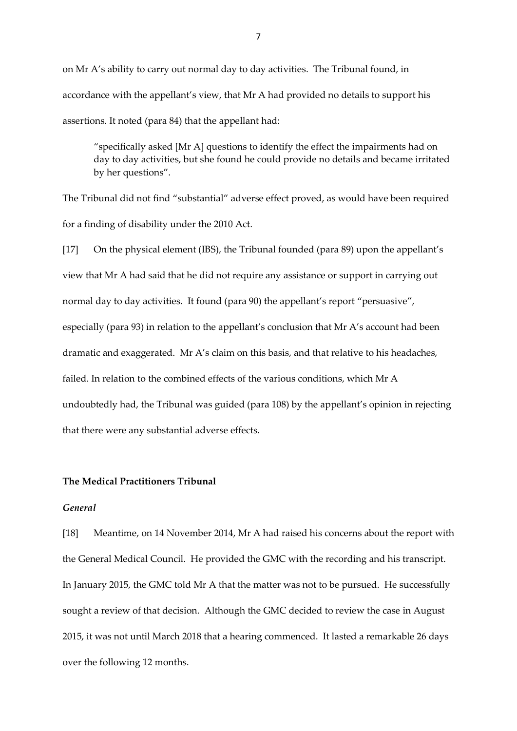on Mr A's ability to carry out normal day to day activities. The Tribunal found, in accordance with the appellant's view, that Mr A had provided no details to support his assertions. It noted (para 84) that the appellant had:

> "specifically asked [Mr A] questions to identify the effect the impairments had on day to day activities, but she found he could provide no details and became irritated by her questions".

The Tribunal did not find "substantial" adverse effect proved, as would have been required for a finding of disability under the 2010 Act.

[17] On the physical element (IBS), the Tribunal founded (para 89) upon the appellant's view that Mr A had said that he did not require any assistance or support in carrying out normal day to day activities. It found (para 90) the appellant's report "persuasive", especially (para 93) in relation to the appellant's conclusion that Mr A's account had been dramatic and exaggerated. Mr A's claim on this basis, and that relative to his headaches, failed. In relation to the combined effects of the various conditions, which Mr A undoubtedly had, the Tribunal was guided (para 108) by the appellant's opinion in rejecting that there were any substantial adverse effects.

## The Medical Practitioners Tribunal

### *General*

[18] Meantime, on 14 November 2014, Mr A had raised his concerns about the report with the General Medical Council. He provided the GMC with the recording and his transcript. In January 2015, the GMC told Mr A that the matter was not to be pursued. He successfully sought a review of that decision. Although the GMC decided to review the case in August 2015, it was not until March 2018 that a hearing commenced. It lasted a remarkable 26 days over the following 12 months.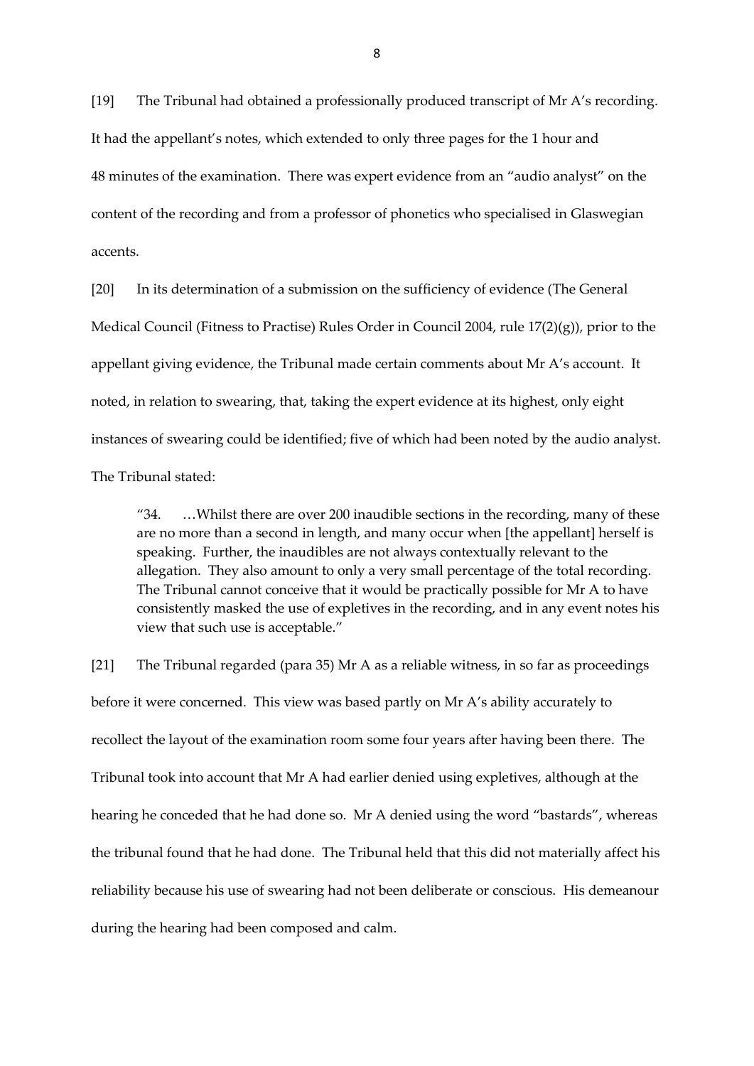[19] The Tribunal had obtained a professionally produced transcript of Mr A's recording. It had the appellant's notes, which extended to only three pages for the 1 hour and 48 minutes of the examination. There was expert evidence from an "audio analyst" on the content of the recording and from a professor of phonetics who specialised in Glaswegian accents.

[20] In its determination of a submission on the sufficiency of evidence (The General Medical Council (Fitness to Practise) Rules Order in Council 2004, rule 17(2)(g)), prior to the appellant giving evidence, the Tribunal made certain comments about Mr A's account. It noted, in relation to swearing, that, taking the expert evidence at its highest, only eight instances of swearing could be identified; five of which had been noted by the audio analyst. The Tribunal stated:

> "34. …Whilst there are over 200 inaudible sections in the recording, many of these are no more than a second in length, and many occur when [the appellant] herself is speaking. Further, the inaudibles are not always contextually relevant to the allegation. They also amount to only a very small percentage of the total recording. The Tribunal cannot conceive that it would be practically possible for Mr A to have consistently masked the use of expletives in the recording, and in any event notes his view that such use is acceptable."

[21] The Tribunal regarded (para 35) Mr A as a reliable witness, in so far as proceedings before it were concerned. This view was based partly on Mr A's ability accurately to recollect the layout of the examination room some four years after having been there. The Tribunal took into account that Mr A had earlier denied using expletives, although at the hearing he conceded that he had done so. Mr A denied using the word "bastards", whereas the tribunal found that he had done. The Tribunal held that this did not materially affect his reliability because his use of swearing had not been deliberate or conscious. His demeanour during the hearing had been composed and calm.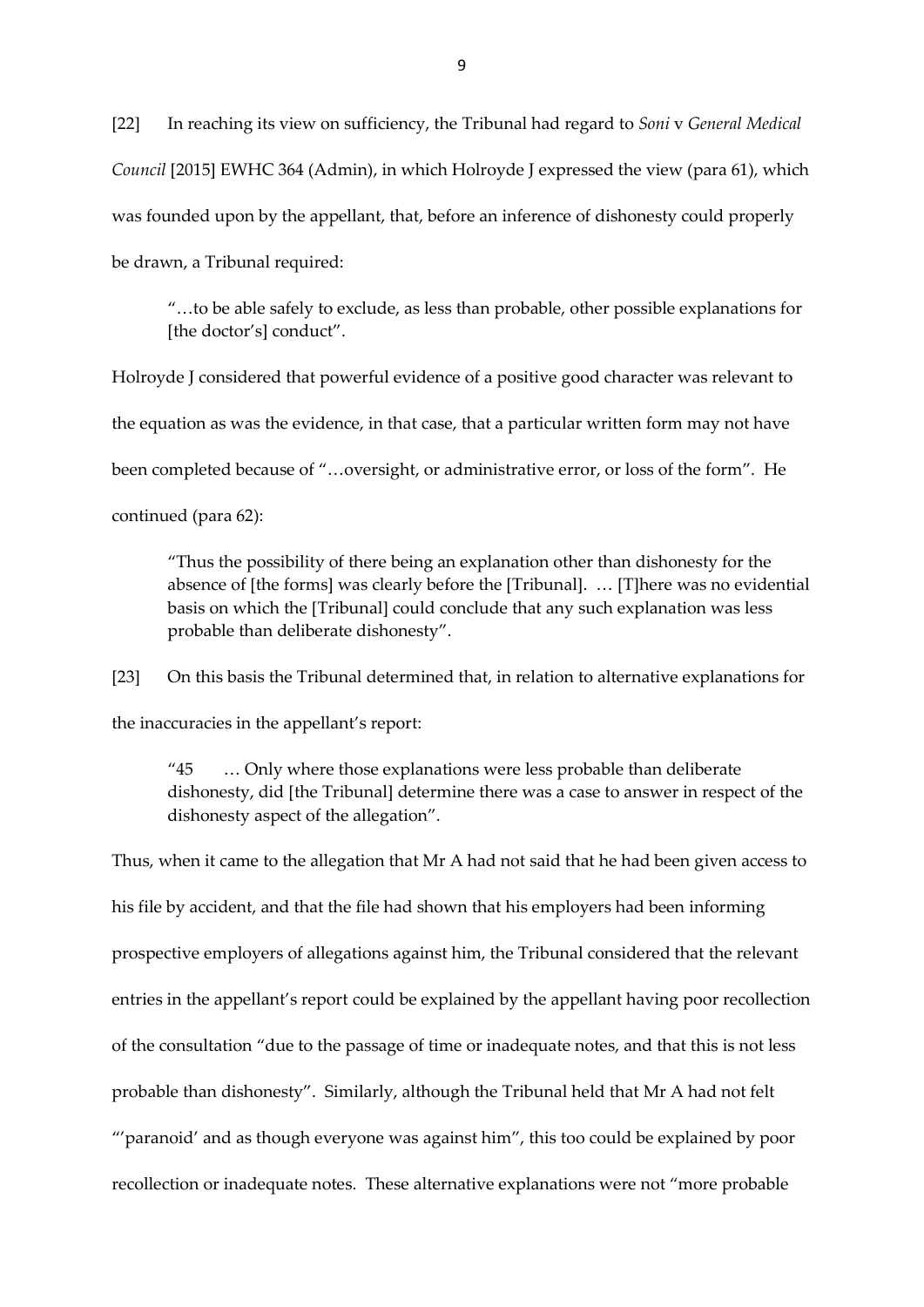[22] In reaching its view on sufficiency, the Tribunal had regard to *Soni* v *General Medical Council* [2015] EWHC 364 (Admin), in which Holroyde J expressed the view (para 61), which was founded upon by the appellant, that, before an inference of dishonesty could properly be drawn, a Tribunal required:

> "…to be able safely to exclude, as less than probable, other possible explanations for [the doctor's] conduct".

Holroyde J considered that powerful evidence of a positive good character was relevant to the equation as was the evidence, in that case, that a particular written form may not have been completed because of "…oversight, or administrative error, or loss of the form". He continued (para 62):

> "Thus the possibility of there being an explanation other than dishonesty for the absence of [the forms] was clearly before the [Tribunal]. … [T]here was no evidential basis on which the [Tribunal] could conclude that any such explanation was less probable than deliberate dishonesty".

[23] On this basis the Tribunal determined that, in relation to alternative explanations for the inaccuracies in the appellant's report:

> "45 … Only where those explanations were less probable than deliberate dishonesty, did [the Tribunal] determine there was a case to answer in respect of the dishonesty aspect of the allegation".

Thus, when it came to the allegation that Mr A had not said that he had been given access to his file by accident, and that the file had shown that his employers had been informing prospective employers of allegations against him, the Tribunal considered that the relevant entries in the appellant's report could be explained by the appellant having poor recollection of the consultation "due to the passage of time or inadequate notes, and that this is not less probable than dishonesty". Similarly, although the Tribunal held that Mr A had not felt "'paranoid' and as though everyone was against him", this too could be explained by poor recollection or inadequate notes. These alternative explanations were not "more probable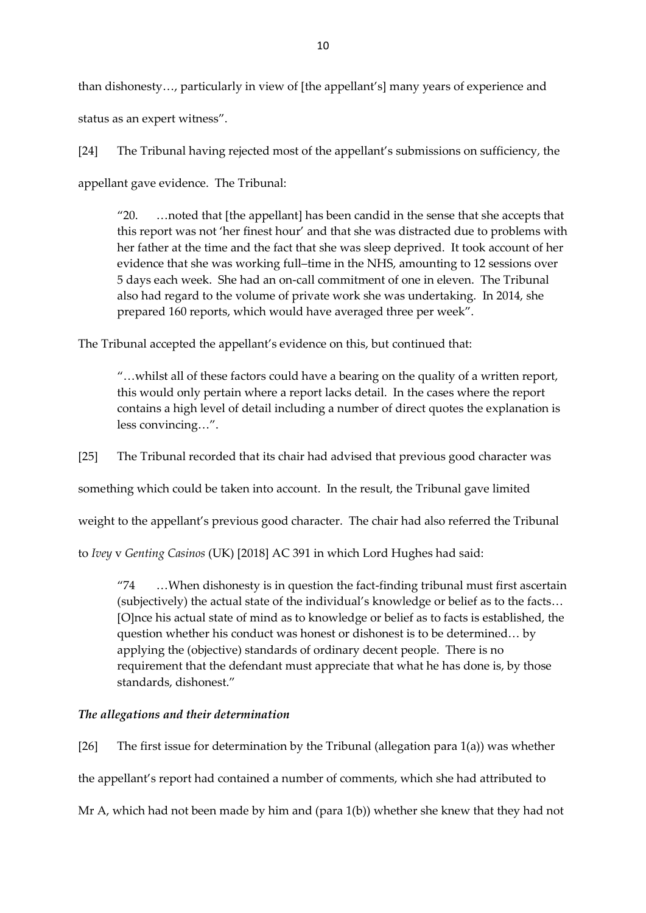than dishonesty…, particularly in view of [the appellant's] many years of experience and status as an expert witness".

[24] The Tribunal having rejected most of the appellant's submissions on sufficiency, the appellant gave evidence. The Tribunal:

> "20. …noted that [the appellant] has been candid in the sense that she accepts that this report was not 'her finest hour' and that she was distracted due to problems with her father at the time and the fact that she was sleep deprived. It took account of her evidence that she was working full–time in the NHS, amounting to 12 sessions over 5 days each week. She had an on-call commitment of one in eleven. The Tribunal also had regard to the volume of private work she was undertaking. In 2014, she prepared 160 reports, which would have averaged three per week".

The Tribunal accepted the appellant's evidence on this, but continued that:

> "…whilst all of these factors could have a bearing on the quality of a written report, this would only pertain where a report lacks detail. In the cases where the report contains a high level of detail including a number of direct quotes the explanation is less convincing…".

[25] The Tribunal recorded that its chair had advised that previous good character was something which could be taken into account. In the result, the Tribunal gave limited weight to the appellant's previous good character. The chair had also referred the Tribunal to *Ivey* v *Genting Casinos* (UK) [2018] AC 391 in which Lord Hughes had said:

> "74 …When dishonesty is in question the fact-finding tribunal must first ascertain (subjectively) the actual state of the individual's knowledge or belief as to the facts… [O]nce his actual state of mind as to knowledge or belief as to facts is established, the question whether his conduct was honest or dishonest is to be determined… by applying the (objective) standards of ordinary decent people. There is no requirement that the defendant must appreciate that what he has done is, by those standards, dishonest."

### *The allegations and their determination*

[26] The first issue for determination by the Tribunal (allegation para 1(a)) was whether the appellant's report had contained a number of comments, which she had attributed to Mr A, which had not been made by him and (para 1(b)) whether she knew that they had not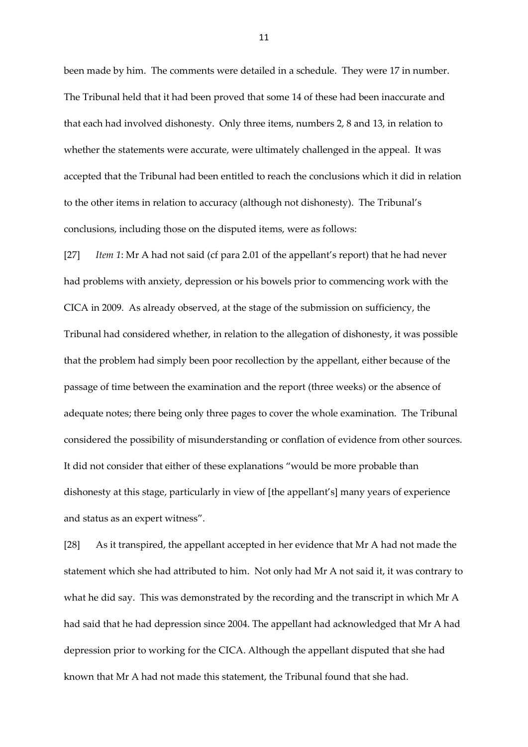been made by him. The comments were detailed in a schedule. They were 17 in number. The Tribunal held that it had been proved that some 14 of these had been inaccurate and that each had involved dishonesty. Only three items, numbers 2, 8 and 13, in relation to whether the statements were accurate, were ultimately challenged in the appeal. It was accepted that the Tribunal had been entitled to reach the conclusions which it did in relation to the other items in relation to accuracy (although not dishonesty). The Tribunal's conclusions, including those on the disputed items, were as follows:

[27] *Item 1*: Mr A had not said (cf para 2.01 of the appellant's report) that he had never had problems with anxiety, depression or his bowels prior to commencing work with the CICA in 2009. As already observed, at the stage of the submission on sufficiency, the Tribunal had considered whether, in relation to the allegation of dishonesty, it was possible that the problem had simply been poor recollection by the appellant, either because of the passage of time between the examination and the report (three weeks) or the absence of adequate notes; there being only three pages to cover the whole examination. The Tribunal considered the possibility of misunderstanding or conflation of evidence from other sources. It did not consider that either of these explanations "would be more probable than dishonesty at this stage, particularly in view of [the appellant's] many years of experience and status as an expert witness".

[28] As it transpired, the appellant accepted in her evidence that Mr A had not made the statement which she had attributed to him. Not only had Mr A not said it, it was contrary to what he did say. This was demonstrated by the recording and the transcript in which Mr A had said that he had depression since 2004. The appellant had acknowledged that Mr A had depression prior to working for the CICA. Although the appellant disputed that she had known that Mr A had not made this statement, the Tribunal found that she had.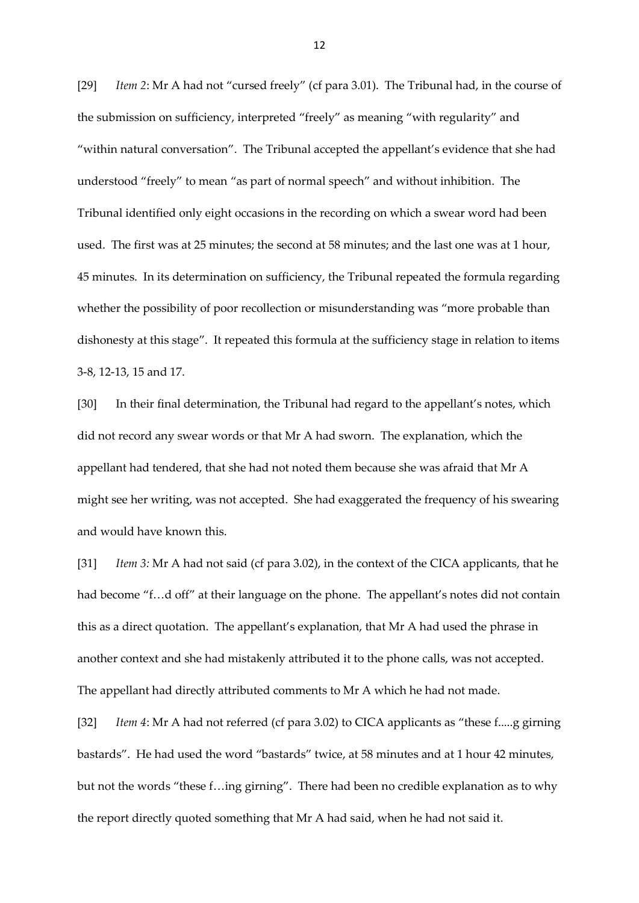[29] *Item 2*: Mr A had not "cursed freely" (cf para 3.01). The Tribunal had, in the course of the submission on sufficiency, interpreted "freely" as meaning "with regularity" and "within natural conversation". The Tribunal accepted the appellant's evidence that she had understood "freely" to mean "as part of normal speech" and without inhibition. The Tribunal identified only eight occasions in the recording on which a swear word had been used. The first was at 25 minutes; the second at 58 minutes; and the last one was at 1 hour, 45 minutes. In its determination on sufficiency, the Tribunal repeated the formula regarding whether the possibility of poor recollection or misunderstanding was "more probable than dishonesty at this stage". It repeated this formula at the sufficiency stage in relation to items 3-8, 12-13, 15 and 17.

[30] In their final determination, the Tribunal had regard to the appellant's notes, which did not record any swear words or that Mr A had sworn. The explanation, which the appellant had tendered, that she had not noted them because she was afraid that Mr A might see her writing, was not accepted. She had exaggerated the frequency of his swearing and would have known this.

[31] *Item 3:* Mr A had not said (cf para 3.02), in the context of the CICA applicants, that he had become "f…d off" at their language on the phone. The appellant's notes did not contain this as a direct quotation. The appellant's explanation, that Mr A had used the phrase in another context and she had mistakenly attributed it to the phone calls, was not accepted. The appellant had directly attributed comments to Mr A which he had not made.

[32] *Item 4*: Mr A had not referred (cf para 3.02) to CICA applicants as "these f.....g girning bastards". He had used the word "bastards" twice, at 58 minutes and at 1 hour 42 minutes, but not the words "these f…ing girning". There had been no credible explanation as to why the report directly quoted something that Mr A had said, when he had not said it.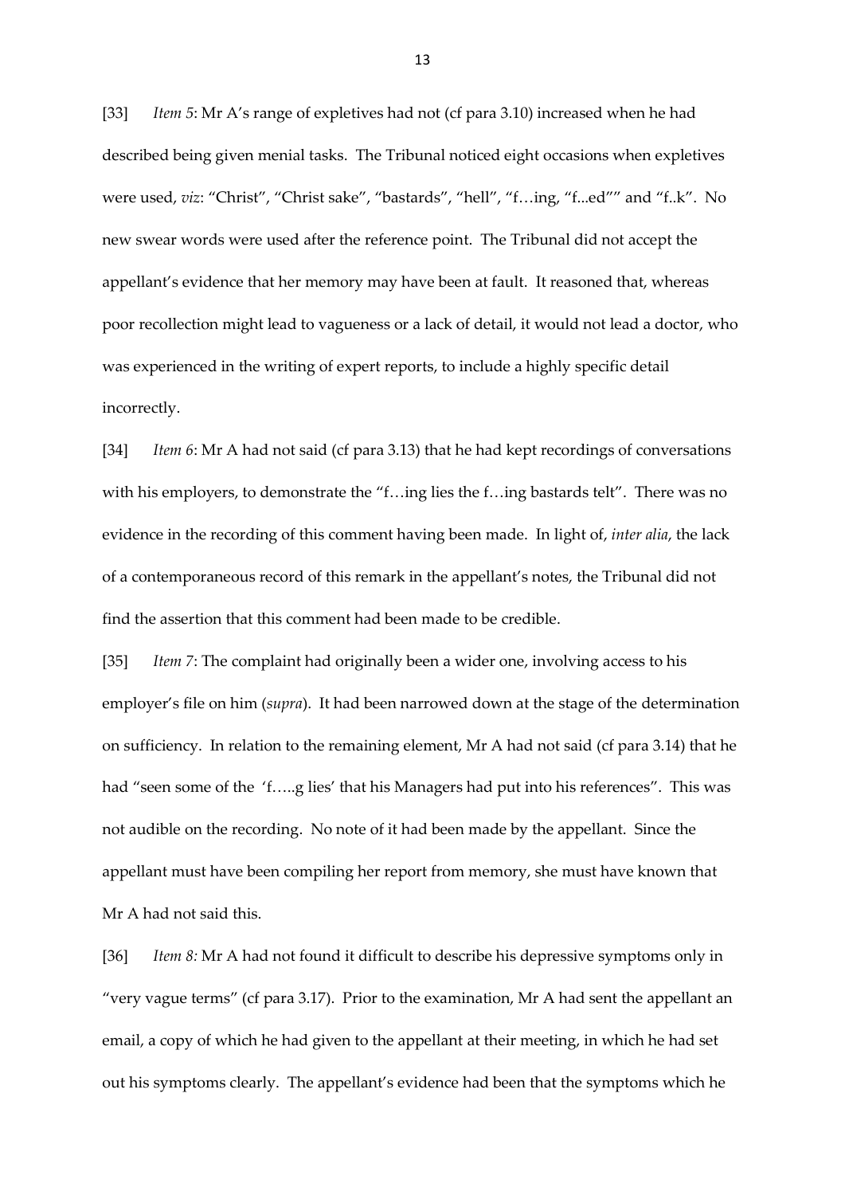[33] *Item 5*: Mr A's range of expletives had not (cf para 3.10) increased when he had described being given menial tasks. The Tribunal noticed eight occasions when expletives were used, *viz*: "Christ", "Christ sake", "bastards", "hell", "f…ing, "f...ed"" and "f..k". No new swear words were used after the reference point. The Tribunal did not accept the appellant's evidence that her memory may have been at fault. It reasoned that, whereas poor recollection might lead to vagueness or a lack of detail, it would not lead a doctor, who was experienced in the writing of expert reports, to include a highly specific detail incorrectly.

[34] *Item 6*: Mr A had not said (cf para 3.13) that he had kept recordings of conversations with his employers, to demonstrate the "f…ing lies the f…ing bastards telt". There was no evidence in the recording of this comment having been made. In light of, *inter alia*, the lack of a contemporaneous record of this remark in the appellant's notes, the Tribunal did not find the assertion that this comment had been made to be credible.

[35] *Item 7*: The complaint had originally been a wider one, involving access to his employer's file on him (*supra*). It had been narrowed down at the stage of the determination on sufficiency. In relation to the remaining element, Mr A had not said (cf para 3.14) that he had "seen some of the 'f…..g lies' that his Managers had put into his references". This was not audible on the recording. No note of it had been made by the appellant. Since the appellant must have been compiling her report from memory, she must have known that Mr A had not said this.

[36] *Item 8:* Mr A had not found it difficult to describe his depressive symptoms only in "very vague terms" (cf para 3.17). Prior to the examination, Mr A had sent the appellant an email, a copy of which he had given to the appellant at their meeting, in which he had set out his symptoms clearly. The appellant's evidence had been that the symptoms which he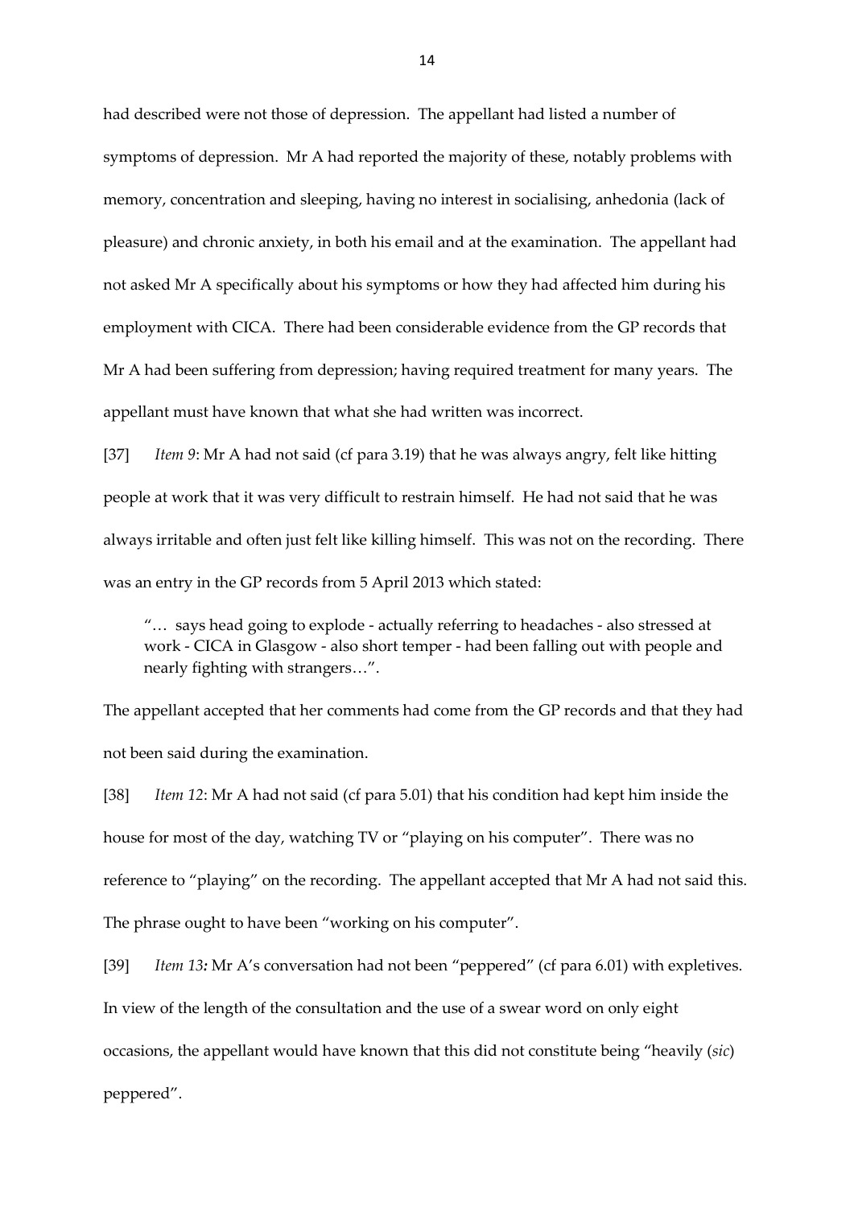had described were not those of depression. The appellant had listed a number of symptoms of depression. Mr A had reported the majority of these, notably problems with memory, concentration and sleeping, having no interest in socialising, anhedonia (lack of pleasure) and chronic anxiety, in both his email and at the examination. The appellant had not asked Mr A specifically about his symptoms or how they had affected him during his employment with CICA. There had been considerable evidence from the GP records that Mr A had been suffering from depression; having required treatment for many years. The appellant must have known that what she had written was incorrect.

[37] *Item 9*: Mr A had not said (cf para 3.19) that he was always angry, felt like hitting people at work that it was very difficult to restrain himself. He had not said that he was always irritable and often just felt like killing himself. This was not on the recording. There was an entry in the GP records from 5 April 2013 which stated:

> "… says head going to explode - actually referring to headaches - also stressed at work - CICA in Glasgow - also short temper - had been falling out with people and nearly fighting with strangers…".

The appellant accepted that her comments had come from the GP records and that they had not been said during the examination.

[38] *Item 12*: Mr A had not said (cf para 5.01) that his condition had kept him inside the house for most of the day, watching TV or "playing on his computer". There was no reference to "playing" on the recording. The appellant accepted that Mr A had not said this. The phrase ought to have been "working on his computer".

[39] *Item 13:* Mr A's conversation had not been "peppered" (cf para 6.01) with expletives. In view of the length of the consultation and the use of a swear word on only eight occasions, the appellant would have known that this did not constitute being "heavily (*sic*) peppered".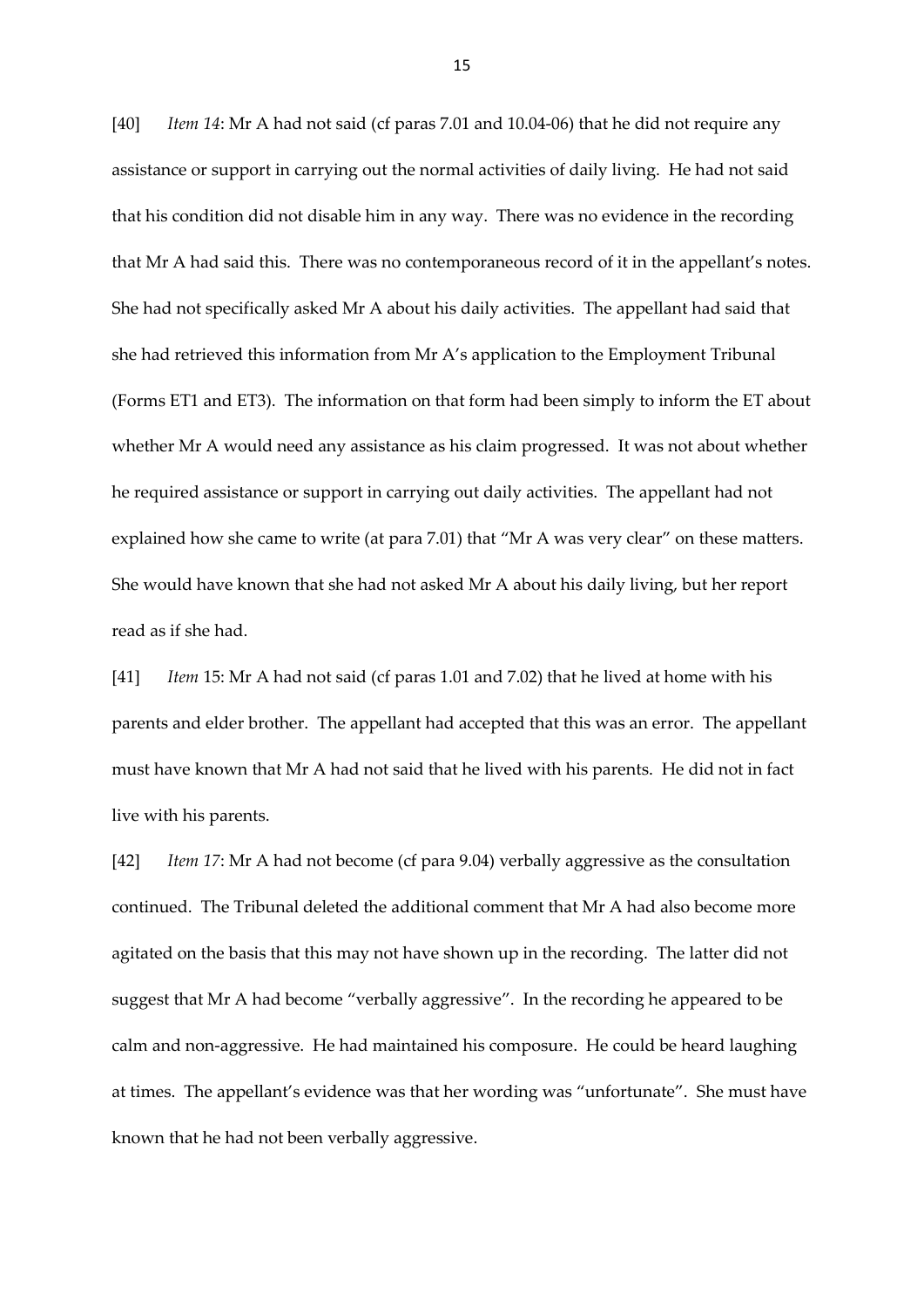[40] *Item 14*: Mr A had not said (cf paras 7.01 and 10.04-06) that he did not require any assistance or support in carrying out the normal activities of daily living. He had not said that his condition did not disable him in any way. There was no evidence in the recording that Mr A had said this. There was no contemporaneous record of it in the appellant's notes. She had not specifically asked Mr A about his daily activities. The appellant had said that she had retrieved this information from Mr A's application to the Employment Tribunal (Forms ET1 and ET3). The information on that form had been simply to inform the ET about whether Mr A would need any assistance as his claim progressed. It was not about whether he required assistance or support in carrying out daily activities. The appellant had not explained how she came to write (at para 7.01) that "Mr A was very clear" on these matters. She would have known that she had not asked Mr A about his daily living, but her report read as if she had.

[41] *Item* 15: Mr A had not said (cf paras 1.01 and 7.02) that he lived at home with his parents and elder brother. The appellant had accepted that this was an error. The appellant must have known that Mr A had not said that he lived with his parents. He did not in fact live with his parents.

[42] *Item 17*: Mr A had not become (cf para 9.04) verbally aggressive as the consultation continued. The Tribunal deleted the additional comment that Mr A had also become more agitated on the basis that this may not have shown up in the recording. The latter did not suggest that Mr A had become "verbally aggressive". In the recording he appeared to be calm and non-aggressive. He had maintained his composure. He could be heard laughing at times. The appellant's evidence was that her wording was "unfortunate". She must have known that he had not been verbally aggressive.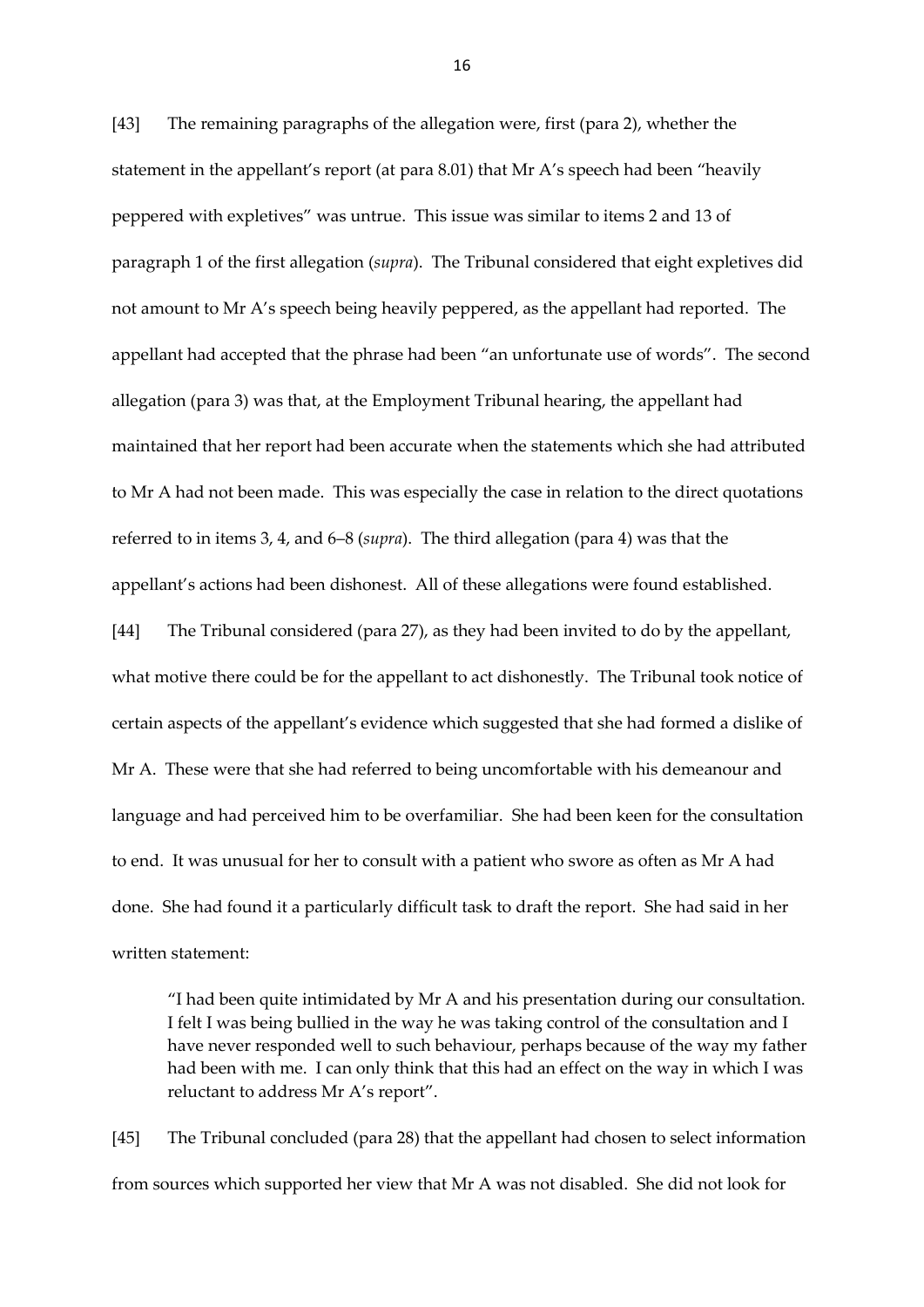[43] The remaining paragraphs of the allegation were, first (para 2), whether the statement in the appellant's report (at para 8.01) that Mr A's speech had been "heavily peppered with expletives" was untrue. This issue was similar to items 2 and 13 of paragraph 1 of the first allegation (*supra*). The Tribunal considered that eight expletives did not amount to Mr A's speech being heavily peppered, as the appellant had reported. The appellant had accepted that the phrase had been "an unfortunate use of words". The second allegation (para 3) was that, at the Employment Tribunal hearing, the appellant had maintained that her report had been accurate when the statements which she had attributed to Mr A had not been made. This was especially the case in relation to the direct quotations referred to in items 3, 4, and 6–8 (*supra*). The third allegation (para 4) was that the appellant's actions had been dishonest. All of these allegations were found established.

[44] The Tribunal considered (para 27), as they had been invited to do by the appellant, what motive there could be for the appellant to act dishonestly. The Tribunal took notice of certain aspects of the appellant's evidence which suggested that she had formed a dislike of Mr A. These were that she had referred to being uncomfortable with his demeanour and language and had perceived him to be overfamiliar. She had been keen for the consultation to end. It was unusual for her to consult with a patient who swore as often as Mr A had done. She had found it a particularly difficult task to draft the report. She had said in her written statement:

> "I had been quite intimidated by Mr A and his presentation during our consultation. I felt I was being bullied in the way he was taking control of the consultation and I have never responded well to such behaviour, perhaps because of the way my father had been with me. I can only think that this had an effect on the way in which I was reluctant to address Mr A's report".

[45] The Tribunal concluded (para 28) that the appellant had chosen to select information from sources which supported her view that Mr A was not disabled. She did not look for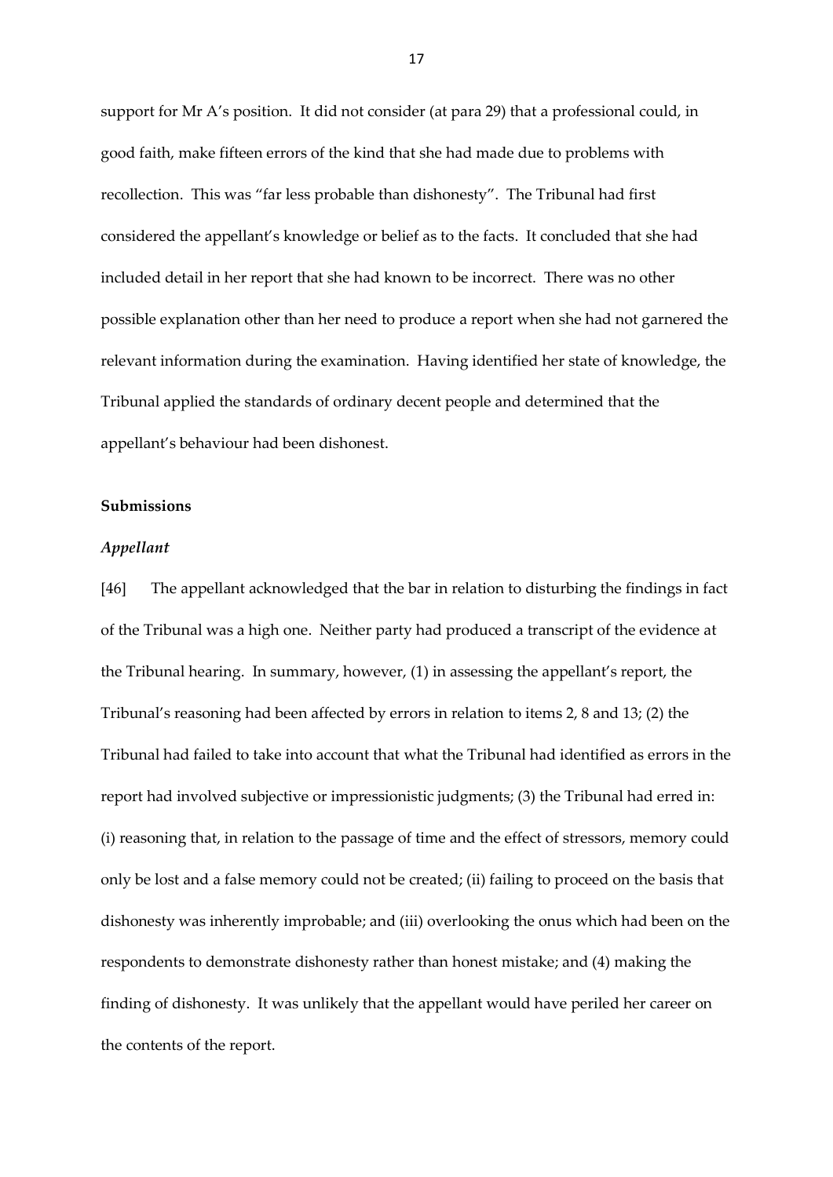support for Mr A's position. It did not consider (at para 29) that a professional could, in good faith, make fifteen errors of the kind that she had made due to problems with recollection. This was "far less probable than dishonesty". The Tribunal had first considered the appellant's knowledge or belief as to the facts. It concluded that she had included detail in her report that she had known to be incorrect. There was no other possible explanation other than her need to produce a report when she had not garnered the relevant information during the examination. Having identified her state of knowledge, the Tribunal applied the standards of ordinary decent people and determined that the appellant's behaviour had been dishonest.

## Submissions

### *Appellant*

[46] The appellant acknowledged that the bar in relation to disturbing the findings in fact of the Tribunal was a high one. Neither party had produced a transcript of the evidence at the Tribunal hearing. In summary, however, (1) in assessing the appellant's report, the Tribunal's reasoning had been affected by errors in relation to items 2, 8 and 13; (2) the Tribunal had failed to take into account that what the Tribunal had identified as errors in the report had involved subjective or impressionistic judgments; (3) the Tribunal had erred in: (i) reasoning that, in relation to the passage of time and the effect of stressors, memory could only be lost and a false memory could not be created; (ii) failing to proceed on the basis that dishonesty was inherently improbable; and (iii) overlooking the onus which had been on the respondents to demonstrate dishonesty rather than honest mistake; and (4) making the finding of dishonesty. It was unlikely that the appellant would have periled her career on the contents of the report.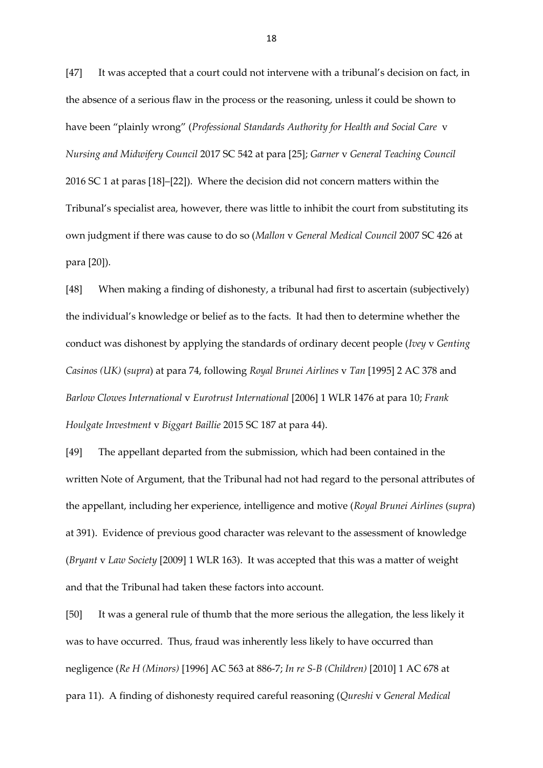[47] It was accepted that a court could not intervene with a tribunal's decision on fact, in the absence of a serious flaw in the process or the reasoning, unless it could be shown to have been "plainly wrong" (*Professional Standards Authority for Health and Social Care* v *Nursing and Midwifery Council* 2017 SC 542 at para [25]; *Garner* v *General Teaching Council* 2016 SC 1 at paras [18]–[22]). Where the decision did not concern matters within the Tribunal's specialist area, however, there was little to inhibit the court from substituting its own judgment if there was cause to do so (*Mallon* v *General Medical Council* 2007 SC 426 at para [20]).

[48] When making a finding of dishonesty, a tribunal had first to ascertain (subjectively) the individual's knowledge or belief as to the facts. It had then to determine whether the conduct was dishonest by applying the standards of ordinary decent people (*Ivey* v *Genting Casinos (UK)* (*supra*) at para 74, following *Royal Brunei Airlines* v *Tan* [1995] 2 AC 378 and *Barlow Clowes International* v *Eurotrust International* [2006] 1 WLR 1476 at para 10; *Frank Houlgate Investment* v *Biggart Baillie* 2015 SC 187 at para 44).

[49] The appellant departed from the submission, which had been contained in the written Note of Argument, that the Tribunal had not had regard to the personal attributes of the appellant, including her experience, intelligence and motive (*Royal Brunei Airlines* (*supra*) at 391). Evidence of previous good character was relevant to the assessment of knowledge (*Bryant* v *Law Society* [2009] 1 WLR 163). It was accepted that this was a matter of weight and that the Tribunal had taken these factors into account.

[50] It was a general rule of thumb that the more serious the allegation, the less likely it was to have occurred. Thus, fraud was inherently less likely to have occurred than negligence (*Re H (Minors)* [1996] AC 563 at 886-7; *In re S-B (Children)* [2010] 1 AC 678 at para 11). A finding of dishonesty required careful reasoning (*Qureshi* v *General Medical*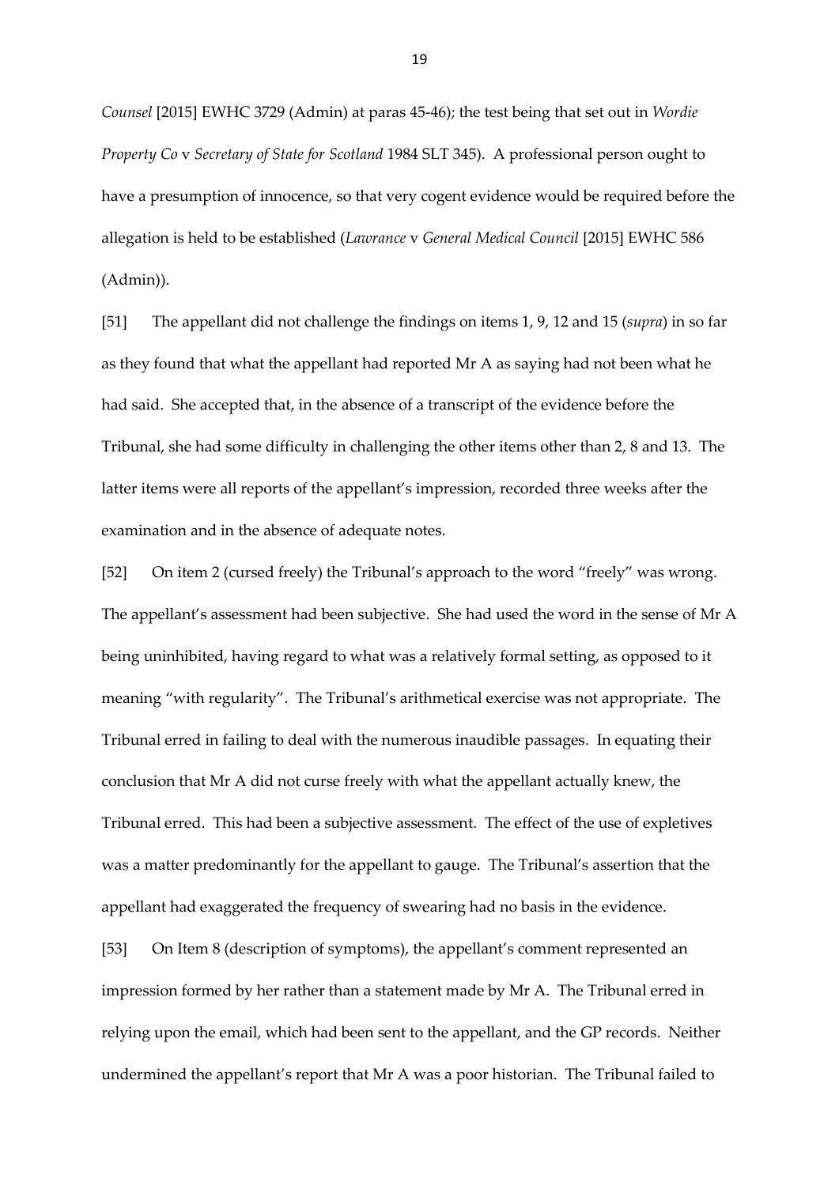*Counsel* [2015] EWHC 3729 (Admin) at paras 45-46); the test being that set out in *Wordie Property Co* v *Secretary of State for Scotland* 1984 SLT 345). A professional person ought to have a presumption of innocence, so that very cogent evidence would be required before the allegation is held to be established (*Lawrance* v *General Medical Council* [2015] EWHC 586 (Admin)).

[51] The appellant did not challenge the findings on items 1, 9, 12 and 15 (*supra*) in so far as they found that what the appellant had reported Mr A as saying had not been what he had said. She accepted that, in the absence of a transcript of the evidence before the Tribunal, she had some difficulty in challenging the other items other than 2, 8 and 13. The latter items were all reports of the appellant's impression, recorded three weeks after the examination and in the absence of adequate notes.

[52] On item 2 (cursed freely) the Tribunal's approach to the word "freely" was wrong. The appellant's assessment had been subjective. She had used the word in the sense of Mr A being uninhibited, having regard to what was a relatively formal setting, as opposed to it meaning "with regularity". The Tribunal's arithmetical exercise was not appropriate. The Tribunal erred in failing to deal with the numerous inaudible passages. In equating their conclusion that Mr A did not curse freely with what the appellant actually knew, the Tribunal erred. This had been a subjective assessment. The effect of the use of expletives was a matter predominantly for the appellant to gauge. The Tribunal's assertion that the appellant had exaggerated the frequency of swearing had no basis in the evidence.

[53] On Item 8 (description of symptoms), the appellant's comment represented an impression formed by her rather than a statement made by Mr A. The Tribunal erred in relying upon the email, which had been sent to the appellant, and the GP records. Neither undermined the appellant's report that Mr A was a poor historian. The Tribunal failed to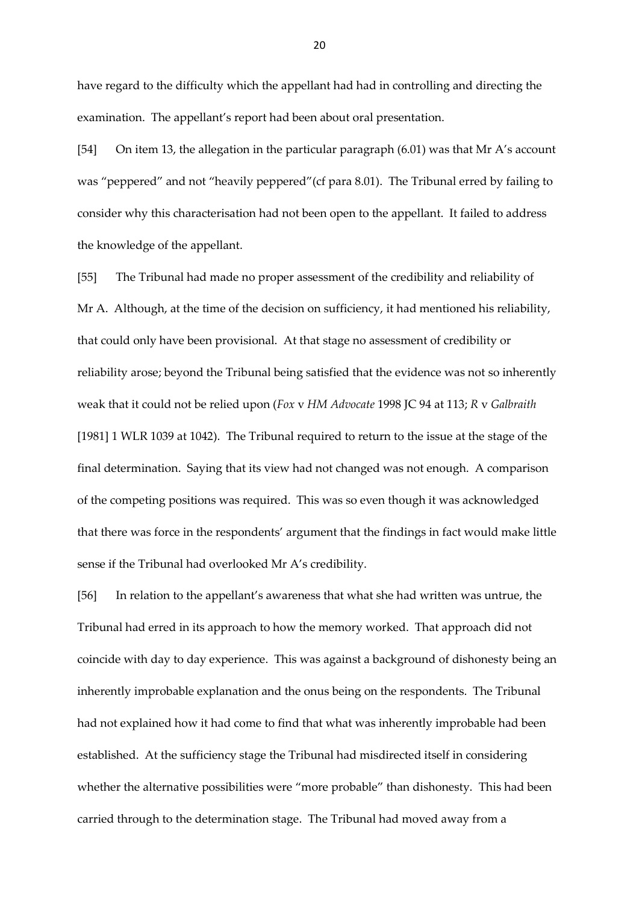have regard to the difficulty which the appellant had had in controlling and directing the examination. The appellant's report had been about oral presentation.

[54] On item 13, the allegation in the particular paragraph (6.01) was that Mr A's account was "peppered" and not "heavily peppered"(cf para 8.01). The Tribunal erred by failing to consider why this characterisation had not been open to the appellant. It failed to address the knowledge of the appellant.

[55] The Tribunal had made no proper assessment of the credibility and reliability of Mr A. Although, at the time of the decision on sufficiency, it had mentioned his reliability, that could only have been provisional. At that stage no assessment of credibility or reliability arose; beyond the Tribunal being satisfied that the evidence was not so inherently weak that it could not be relied upon (*Fox* v *HM Advocate* 1998 JC 94 at 113; *R* v *Galbraith* [1981] 1 WLR 1039 at 1042). The Tribunal required to return to the issue at the stage of the final determination. Saying that its view had not changed was not enough. A comparison of the competing positions was required. This was so even though it was acknowledged that there was force in the respondents' argument that the findings in fact would make little sense if the Tribunal had overlooked Mr A's credibility.

[56] In relation to the appellant's awareness that what she had written was untrue, the Tribunal had erred in its approach to how the memory worked. That approach did not coincide with day to day experience. This was against a background of dishonesty being an inherently improbable explanation and the onus being on the respondents. The Tribunal had not explained how it had come to find that what was inherently improbable had been established. At the sufficiency stage the Tribunal had misdirected itself in considering whether the alternative possibilities were "more probable" than dishonesty. This had been carried through to the determination stage. The Tribunal had moved away from a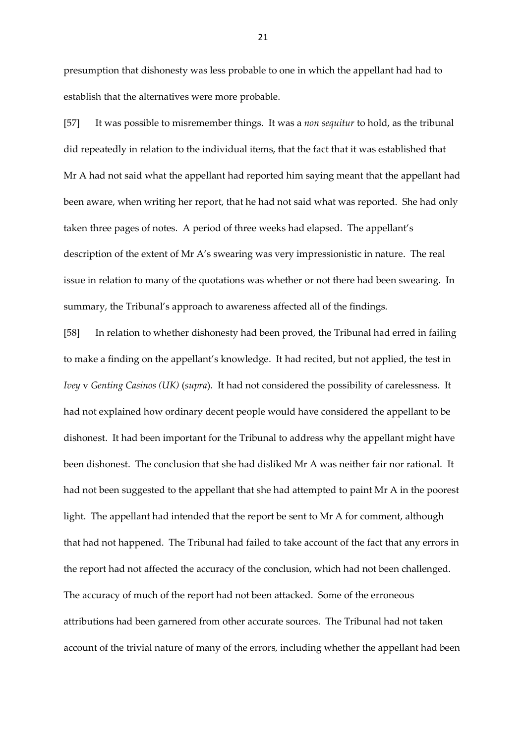presumption that dishonesty was less probable to one in which the appellant had had to establish that the alternatives were more probable.

[57] It was possible to misremember things. It was a *non sequitur* to hold, as the tribunal did repeatedly in relation to the individual items, that the fact that it was established that Mr A had not said what the appellant had reported him saying meant that the appellant had been aware, when writing her report, that he had not said what was reported. She had only taken three pages of notes. A period of three weeks had elapsed. The appellant's description of the extent of Mr A's swearing was very impressionistic in nature. The real issue in relation to many of the quotations was whether or not there had been swearing. In summary, the Tribunal's approach to awareness affected all of the findings.

[58] In relation to whether dishonesty had been proved, the Tribunal had erred in failing to make a finding on the appellant's knowledge. It had recited, but not applied, the test in *Ivey* v *Genting Casinos (UK)* (*supra*). It had not considered the possibility of carelessness. It had not explained how ordinary decent people would have considered the appellant to be dishonest. It had been important for the Tribunal to address why the appellant might have been dishonest. The conclusion that she had disliked Mr A was neither fair nor rational. It had not been suggested to the appellant that she had attempted to paint Mr A in the poorest light. The appellant had intended that the report be sent to Mr A for comment, although that had not happened. The Tribunal had failed to take account of the fact that any errors in the report had not affected the accuracy of the conclusion, which had not been challenged. The accuracy of much of the report had not been attacked. Some of the erroneous attributions had been garnered from other accurate sources. The Tribunal had not taken account of the trivial nature of many of the errors, including whether the appellant had been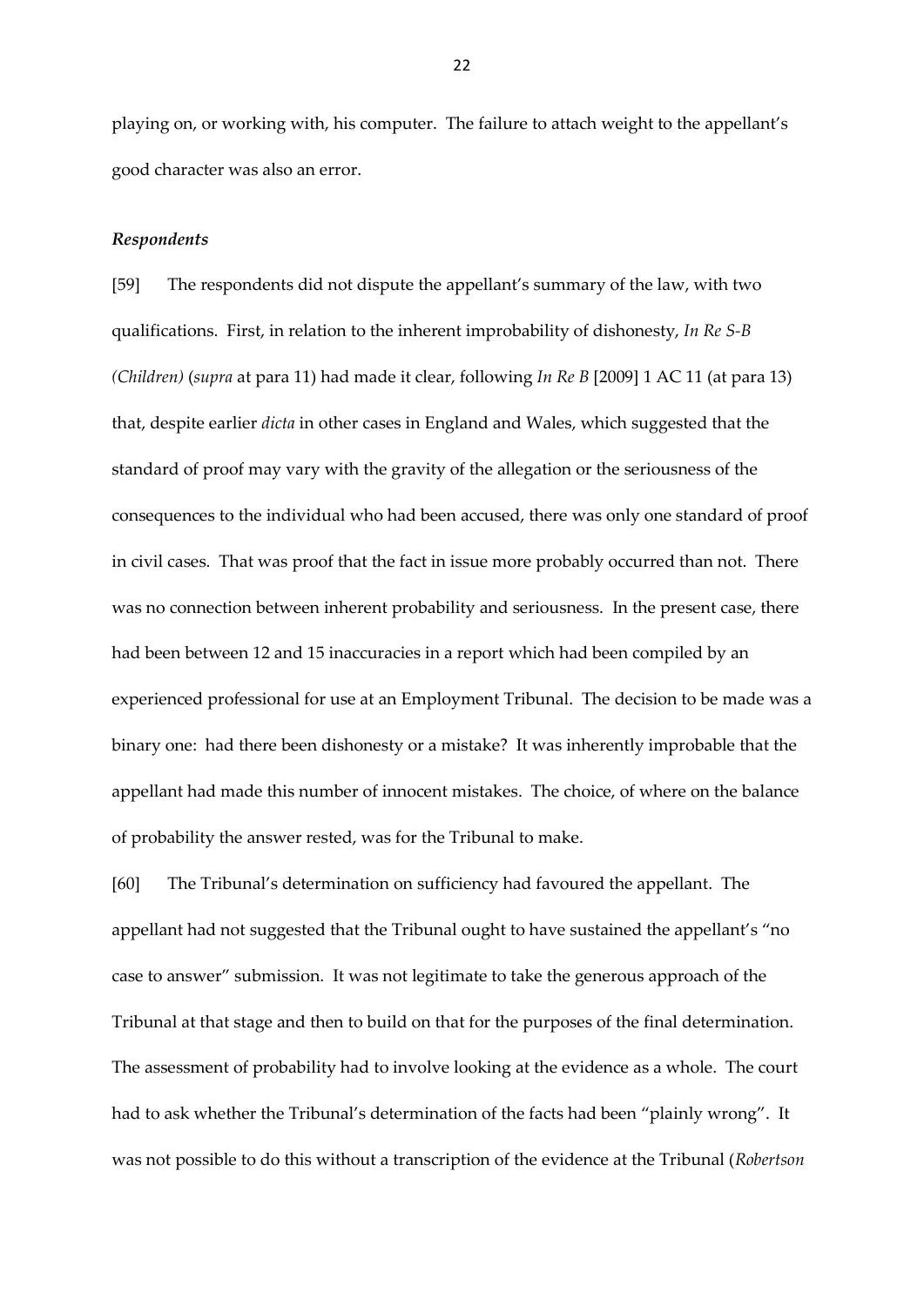playing on, or working with, his computer. The failure to attach weight to the appellant's good character was also an error.

### *Respondents*

[59] The respondents did not dispute the appellant's summary of the law, with two qualifications. First, in relation to the inherent improbability of dishonesty, *In Re S-B (Children)* (*supra* at para 11) had made it clear, following *In Re B* [2009] 1 AC 11 (at para 13) that, despite earlier *dicta* in other cases in England and Wales, which suggested that the standard of proof may vary with the gravity of the allegation or the seriousness of the consequences to the individual who had been accused, there was only one standard of proof in civil cases. That was proof that the fact in issue more probably occurred than not. There was no connection between inherent probability and seriousness. In the present case, there had been between 12 and 15 inaccuracies in a report which had been compiled by an experienced professional for use at an Employment Tribunal. The decision to be made was a binary one: had there been dishonesty or a mistake? It was inherently improbable that the appellant had made this number of innocent mistakes. The choice, of where on the balance of probability the answer rested, was for the Tribunal to make.

[60] The Tribunal's determination on sufficiency had favoured the appellant. The appellant had not suggested that the Tribunal ought to have sustained the appellant's "no case to answer" submission. It was not legitimate to take the generous approach of the Tribunal at that stage and then to build on that for the purposes of the final determination. The assessment of probability had to involve looking at the evidence as a whole. The court had to ask whether the Tribunal's determination of the facts had been "plainly wrong". It was not possible to do this without a transcription of the evidence at the Tribunal (*Robertson*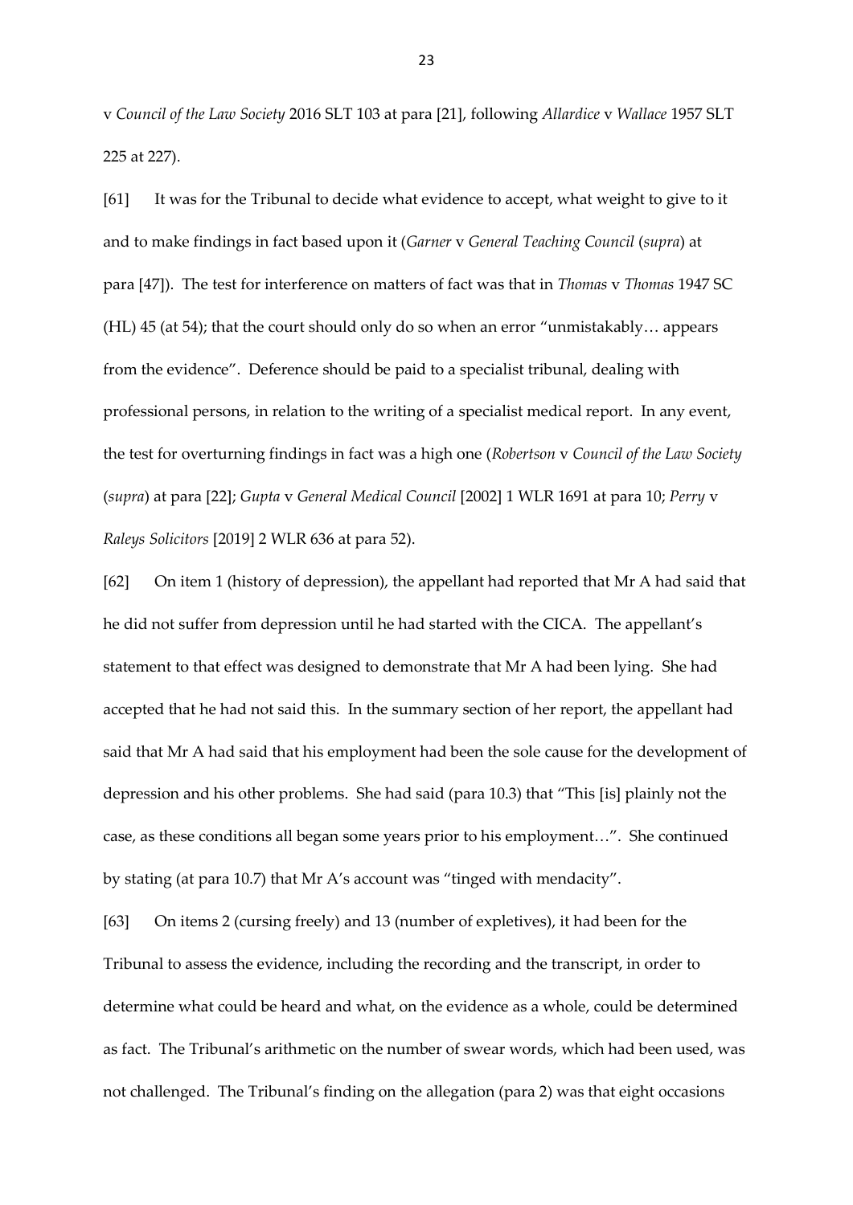v *Council of the Law Society* 2016 SLT 103 at para [21], following *Allardice* v *Wallace* 1957 SLT 225 at 227).

[61] It was for the Tribunal to decide what evidence to accept, what weight to give to it and to make findings in fact based upon it (*Garner* v *General Teaching Council* (*supra*) at para [47]). The test for interference on matters of fact was that in *Thomas* v *Thomas* 1947 SC (HL) 45 (at 54); that the court should only do so when an error "unmistakably… appears from the evidence". Deference should be paid to a specialist tribunal, dealing with professional persons, in relation to the writing of a specialist medical report. In any event, the test for overturning findings in fact was a high one (*Robertson* v *Council of the Law Society* (*supra*) at para [22]; *Gupta* v *General Medical Council* [2002] 1 WLR 1691 at para 10; *Perry* v *Raleys Solicitors* [2019] 2 WLR 636 at para 52).

[62] On item 1 (history of depression), the appellant had reported that Mr A had said that he did not suffer from depression until he had started with the CICA. The appellant's statement to that effect was designed to demonstrate that Mr A had been lying. She had accepted that he had not said this. In the summary section of her report, the appellant had said that Mr A had said that his employment had been the sole cause for the development of depression and his other problems. She had said (para 10.3) that "This [is] plainly not the case, as these conditions all began some years prior to his employment…". She continued by stating (at para 10.7) that Mr A's account was "tinged with mendacity".

[63] On items 2 (cursing freely) and 13 (number of expletives), it had been for the Tribunal to assess the evidence, including the recording and the transcript, in order to determine what could be heard and what, on the evidence as a whole, could be determined as fact. The Tribunal's arithmetic on the number of swear words, which had been used, was not challenged. The Tribunal's finding on the allegation (para 2) was that eight occasions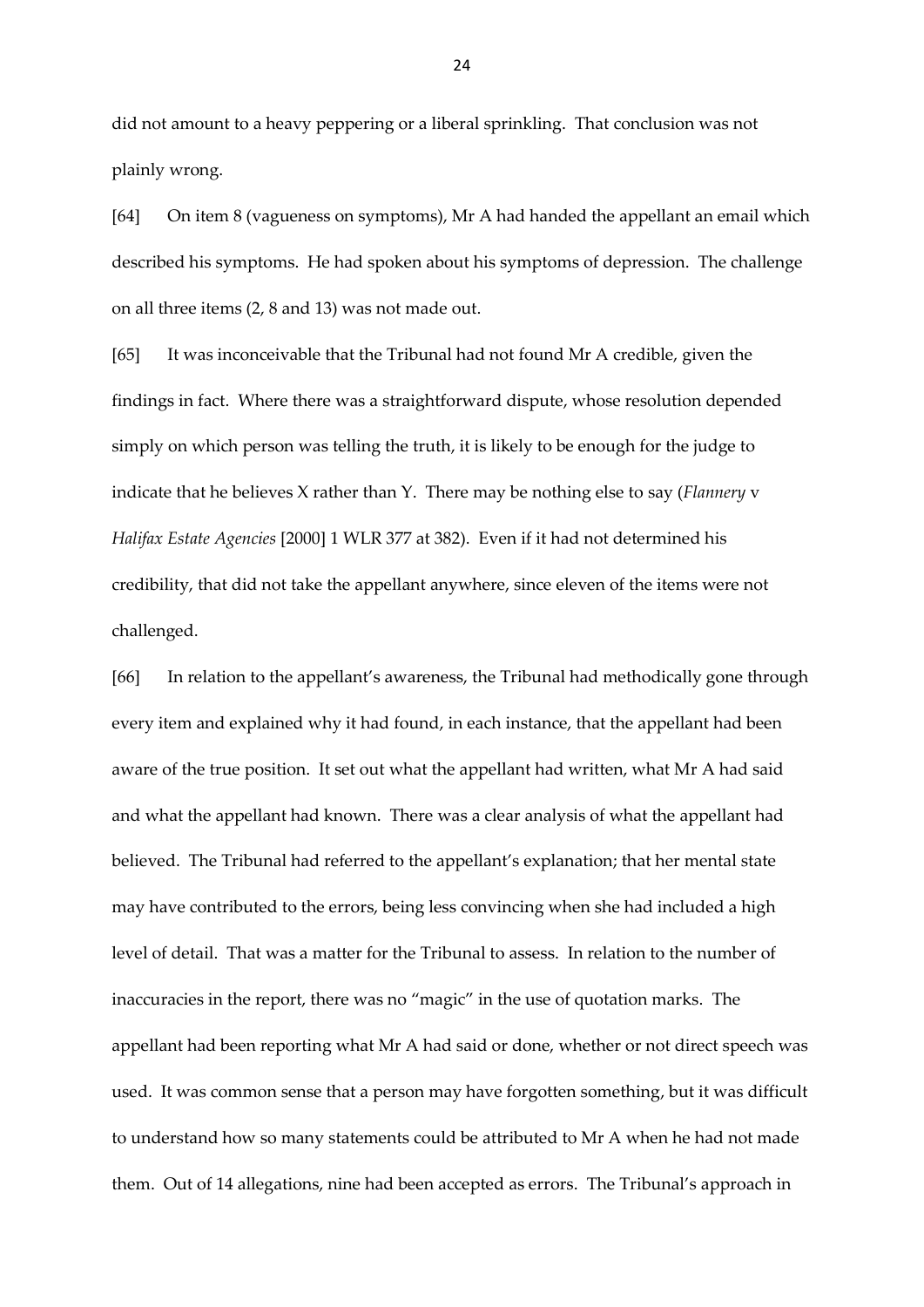did not amount to a heavy peppering or a liberal sprinkling. That conclusion was not plainly wrong.

[64] On item 8 (vagueness on symptoms), Mr A had handed the appellant an email which described his symptoms. He had spoken about his symptoms of depression. The challenge on all three items (2, 8 and 13) was not made out.

[65] It was inconceivable that the Tribunal had not found Mr A credible, given the findings in fact. Where there was a straightforward dispute, whose resolution depended simply on which person was telling the truth, it is likely to be enough for the judge to indicate that he believes X rather than Y. There may be nothing else to say (*Flannery* v *Halifax Estate Agencies* [2000] 1 WLR 377 at 382). Even if it had not determined his credibility, that did not take the appellant anywhere, since eleven of the items were not challenged.

[66] In relation to the appellant's awareness, the Tribunal had methodically gone through every item and explained why it had found, in each instance, that the appellant had been aware of the true position. It set out what the appellant had written, what Mr A had said and what the appellant had known. There was a clear analysis of what the appellant had believed. The Tribunal had referred to the appellant's explanation; that her mental state may have contributed to the errors, being less convincing when she had included a high level of detail. That was a matter for the Tribunal to assess. In relation to the number of inaccuracies in the report, there was no "magic" in the use of quotation marks. The appellant had been reporting what Mr A had said or done, whether or not direct speech was used. It was common sense that a person may have forgotten something, but it was difficult to understand how so many statements could be attributed to Mr A when he had not made them. Out of 14 allegations, nine had been accepted as errors. The Tribunal's approach in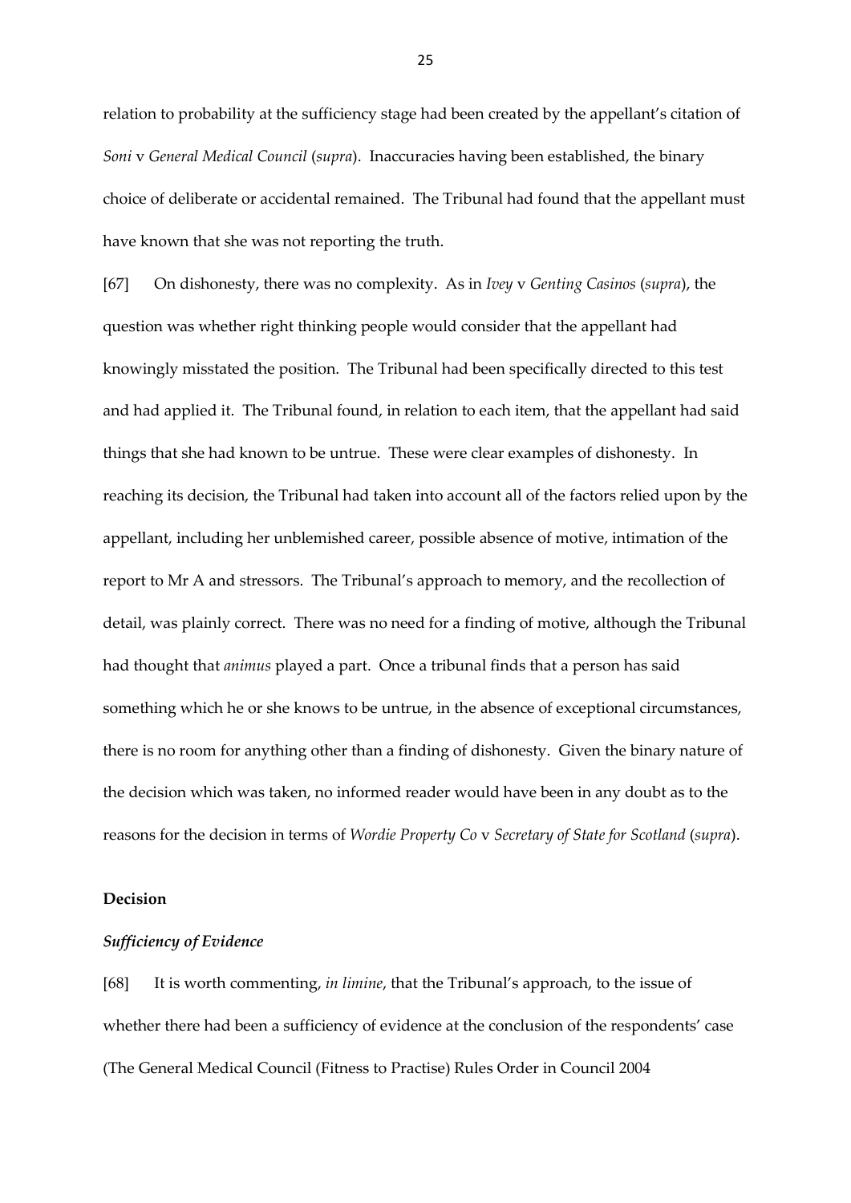relation to probability at the sufficiency stage had been created by the appellant's citation of *Soni* v *General Medical Council* (*supra*). Inaccuracies having been established, the binary choice of deliberate or accidental remained. The Tribunal had found that the appellant must have known that she was not reporting the truth.

[67] On dishonesty, there was no complexity. As in *Ivey* v *Genting Casinos* (*supra*), the question was whether right thinking people would consider that the appellant had knowingly misstated the position. The Tribunal had been specifically directed to this test and had applied it. The Tribunal found, in relation to each item, that the appellant had said things that she had known to be untrue. These were clear examples of dishonesty. In reaching its decision, the Tribunal had taken into account all of the factors relied upon by the appellant, including her unblemished career, possible absence of motive, intimation of the report to Mr A and stressors. The Tribunal's approach to memory, and the recollection of detail, was plainly correct. There was no need for a finding of motive, although the Tribunal had thought that *animus* played a part. Once a tribunal finds that a person has said something which he or she knows to be untrue, in the absence of exceptional circumstances, there is no room for anything other than a finding of dishonesty. Given the binary nature of the decision which was taken, no informed reader would have been in any doubt as to the reasons for the decision in terms of *Wordie Property Co* v *Secretary of State for Scotland* (*supra*).

**Decision**

***Sufficiency of Evidence***

[68] It is worth commenting, *in limine*, that the Tribunal's approach, to the issue of whether there had been a sufficiency of evidence at the conclusion of the respondents' case (The General Medical Council (Fitness to Practise) Rules Order in Council 2004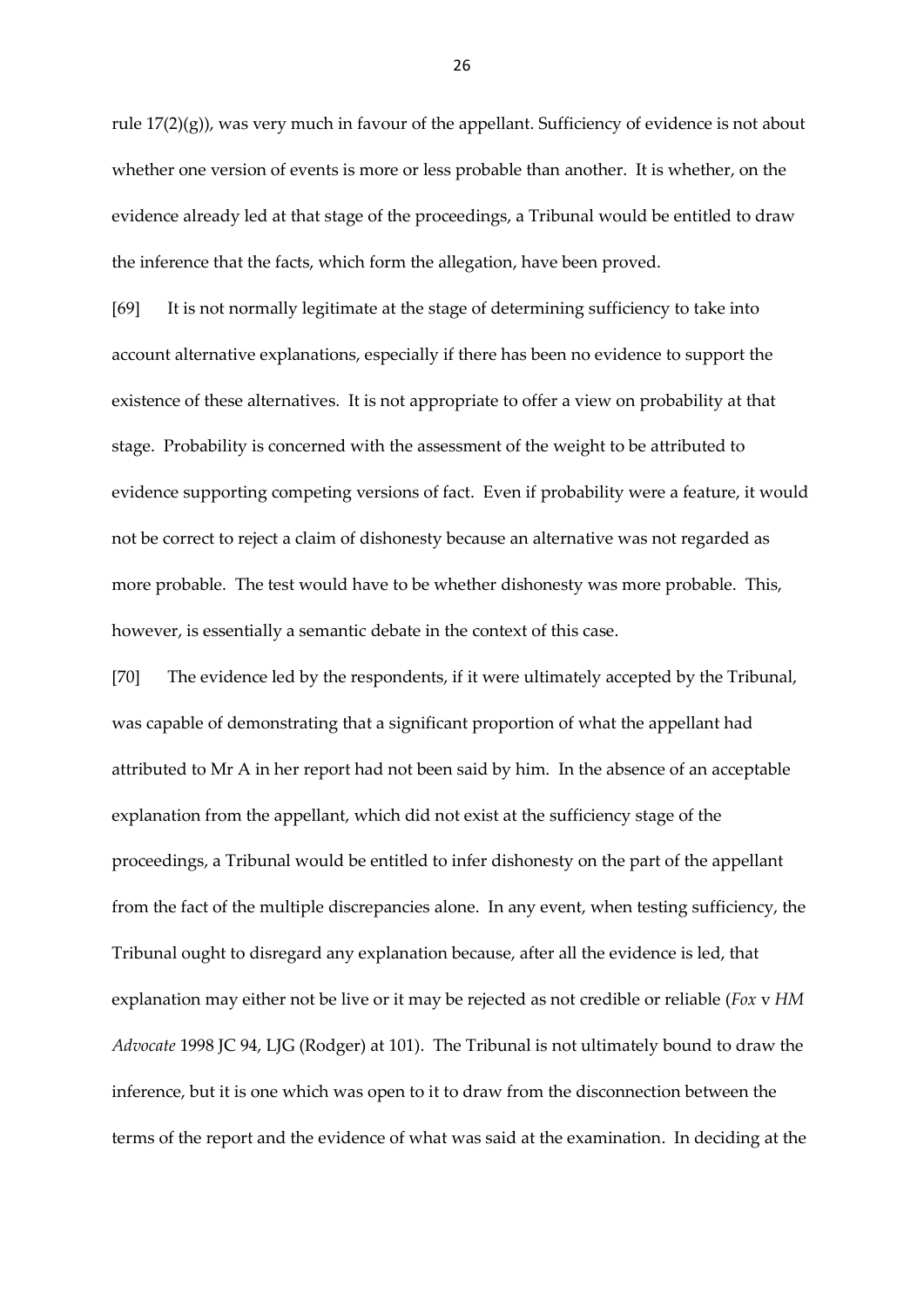rule 17(2)(g)), was very much in favour of the appellant. Sufficiency of evidence is not about whether one version of events is more or less probable than another. It is whether, on the evidence already led at that stage of the proceedings, a Tribunal would be entitled to draw the inference that the facts, which form the allegation, have been proved.

[69] It is not normally legitimate at the stage of determining sufficiency to take into account alternative explanations, especially if there has been no evidence to support the existence of these alternatives. It is not appropriate to offer a view on probability at that stage. Probability is concerned with the assessment of the weight to be attributed to evidence supporting competing versions of fact. Even if probability were a feature, it would not be correct to reject a claim of dishonesty because an alternative was not regarded as more probable. The test would have to be whether dishonesty was more probable. This, however, is essentially a semantic debate in the context of this case.

[70] The evidence led by the respondents, if it were ultimately accepted by the Tribunal, was capable of demonstrating that a significant proportion of what the appellant had attributed to Mr A in her report had not been said by him. In the absence of an acceptable explanation from the appellant, which did not exist at the sufficiency stage of the proceedings, a Tribunal would be entitled to infer dishonesty on the part of the appellant from the fact of the multiple discrepancies alone. In any event, when testing sufficiency, the Tribunal ought to disregard any explanation because, after all the evidence is led, that explanation may either not be live or it may be rejected as not credible or reliable (*Fox* v *HM Advocate* 1998 JC 94, LJG (Rodger) at 101). The Tribunal is not ultimately bound to draw the inference, but it is one which was open to it to draw from the disconnection between the terms of the report and the evidence of what was said at the examination. In deciding at the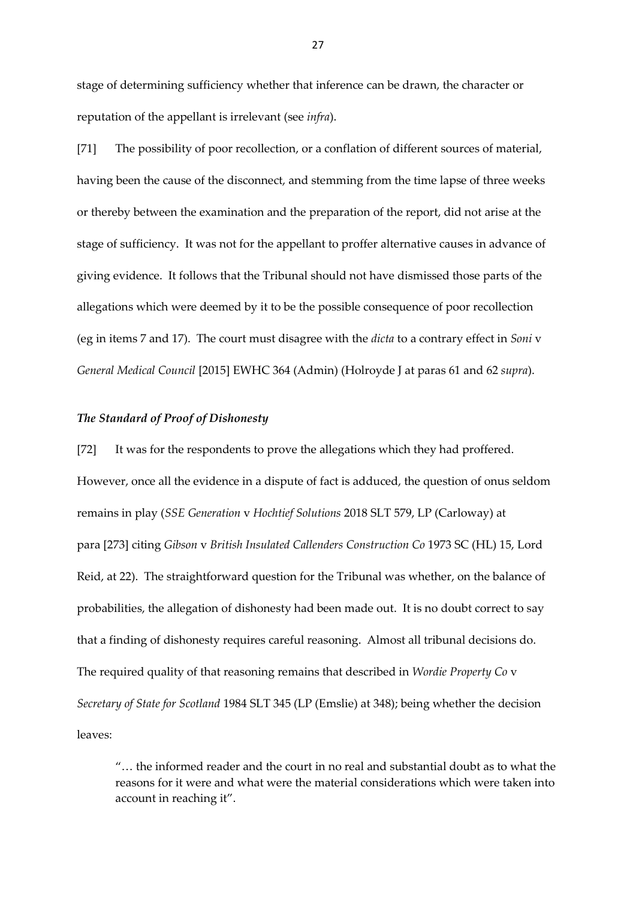stage of determining sufficiency whether that inference can be drawn, the character or reputation of the appellant is irrelevant (see *infra*).

[71] The possibility of poor recollection, or a conflation of different sources of material, having been the cause of the disconnect, and stemming from the time lapse of three weeks or thereby between the examination and the preparation of the report, did not arise at the stage of sufficiency. It was not for the appellant to proffer alternative causes in advance of giving evidence. It follows that the Tribunal should not have dismissed those parts of the allegations which were deemed by it to be the possible consequence of poor recollection (eg in items 7 and 17). The court must disagree with the *dicta* to a contrary effect in *Soni* v *General Medical Council* [2015] EWHC 364 (Admin) (Holroyde J at paras 61 and 62 *supra*).

### *The Standard of Proof of Dishonesty*

[72] It was for the respondents to prove the allegations which they had proffered. However, once all the evidence in a dispute of fact is adduced, the question of onus seldom remains in play (*SSE Generation* v *Hochtief Solutions* 2018 SLT 579, LP (Carloway) at para [273] citing *Gibson* v *British Insulated Callenders Construction Co* 1973 SC (HL) 15, Lord Reid, at 22). The straightforward question for the Tribunal was whether, on the balance of probabilities, the allegation of dishonesty had been made out. It is no doubt correct to say that a finding of dishonesty requires careful reasoning. Almost all tribunal decisions do. The required quality of that reasoning remains that described in *Wordie Property Co* v *Secretary of State for Scotland* 1984 SLT 345 (LP (Emslie) at 348); being whether the decision leaves:

> "… the informed reader and the court in no real and substantial doubt as to what the reasons for it were and what were the material considerations which were taken into account in reaching it".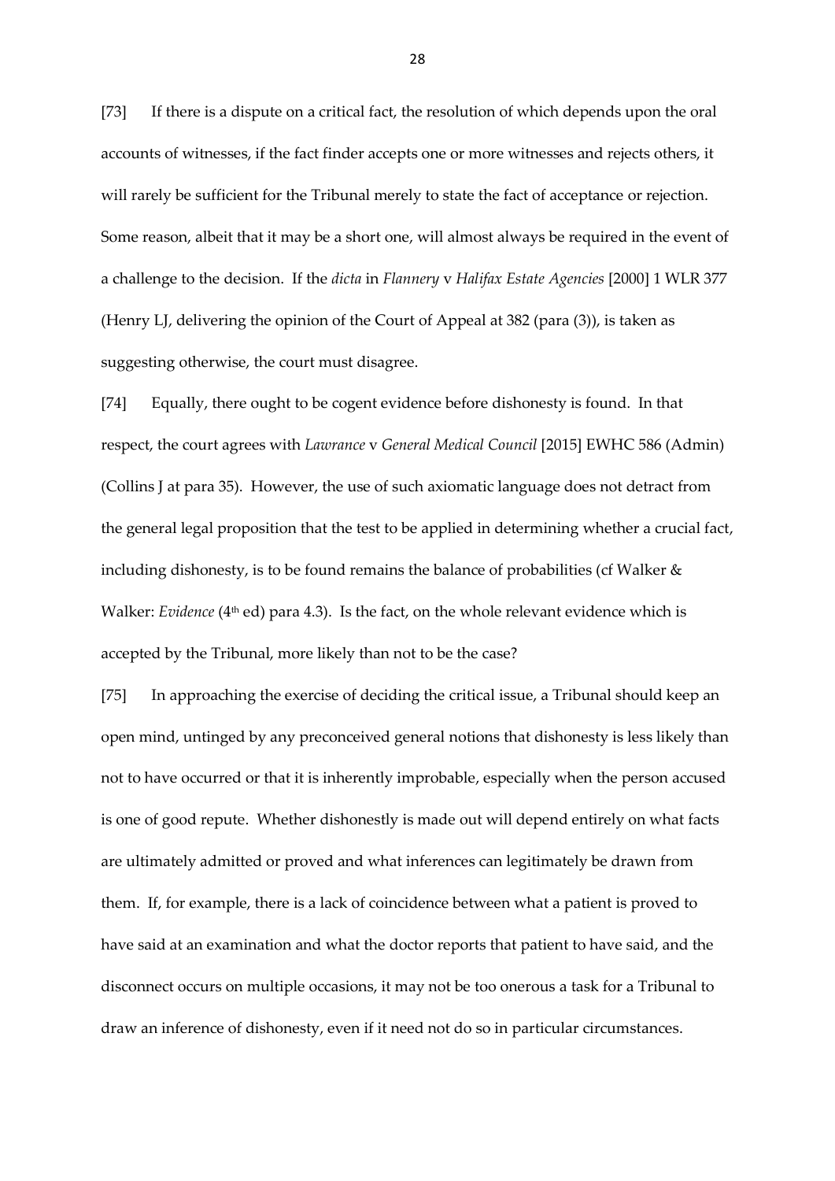[73] If there is a dispute on a critical fact, the resolution of which depends upon the oral accounts of witnesses, if the fact finder accepts one or more witnesses and rejects others, it will rarely be sufficient for the Tribunal merely to state the fact of acceptance or rejection. Some reason, albeit that it may be a short one, will almost always be required in the event of a challenge to the decision. If the *dicta* in *Flannery* v *Halifax Estate Agencies* [2000] 1 WLR 377 (Henry LJ, delivering the opinion of the Court of Appeal at 382 (para (3)), is taken as suggesting otherwise, the court must disagree.

[74] Equally, there ought to be cogent evidence before dishonesty is found. In that respect, the court agrees with *Lawrance* v *General Medical Council* [2015] EWHC 586 (Admin) (Collins J at para 35). However, the use of such axiomatic language does not detract from the general legal proposition that the test to be applied in determining whether a crucial fact, including dishonesty, is to be found remains the balance of probabilities (cf Walker & Walker: *Evidence* (4th ed) para 4.3). Is the fact, on the whole relevant evidence which is accepted by the Tribunal, more likely than not to be the case?

[75] In approaching the exercise of deciding the critical issue, a Tribunal should keep an open mind, untinged by any preconceived general notions that dishonesty is less likely than not to have occurred or that it is inherently improbable, especially when the person accused is one of good repute. Whether dishonestly is made out will depend entirely on what facts are ultimately admitted or proved and what inferences can legitimately be drawn from them. If, for example, there is a lack of coincidence between what a patient is proved to have said at an examination and what the doctor reports that patient to have said, and the disconnect occurs on multiple occasions, it may not be too onerous a task for a Tribunal to draw an inference of dishonesty, even if it need not do so in particular circumstances.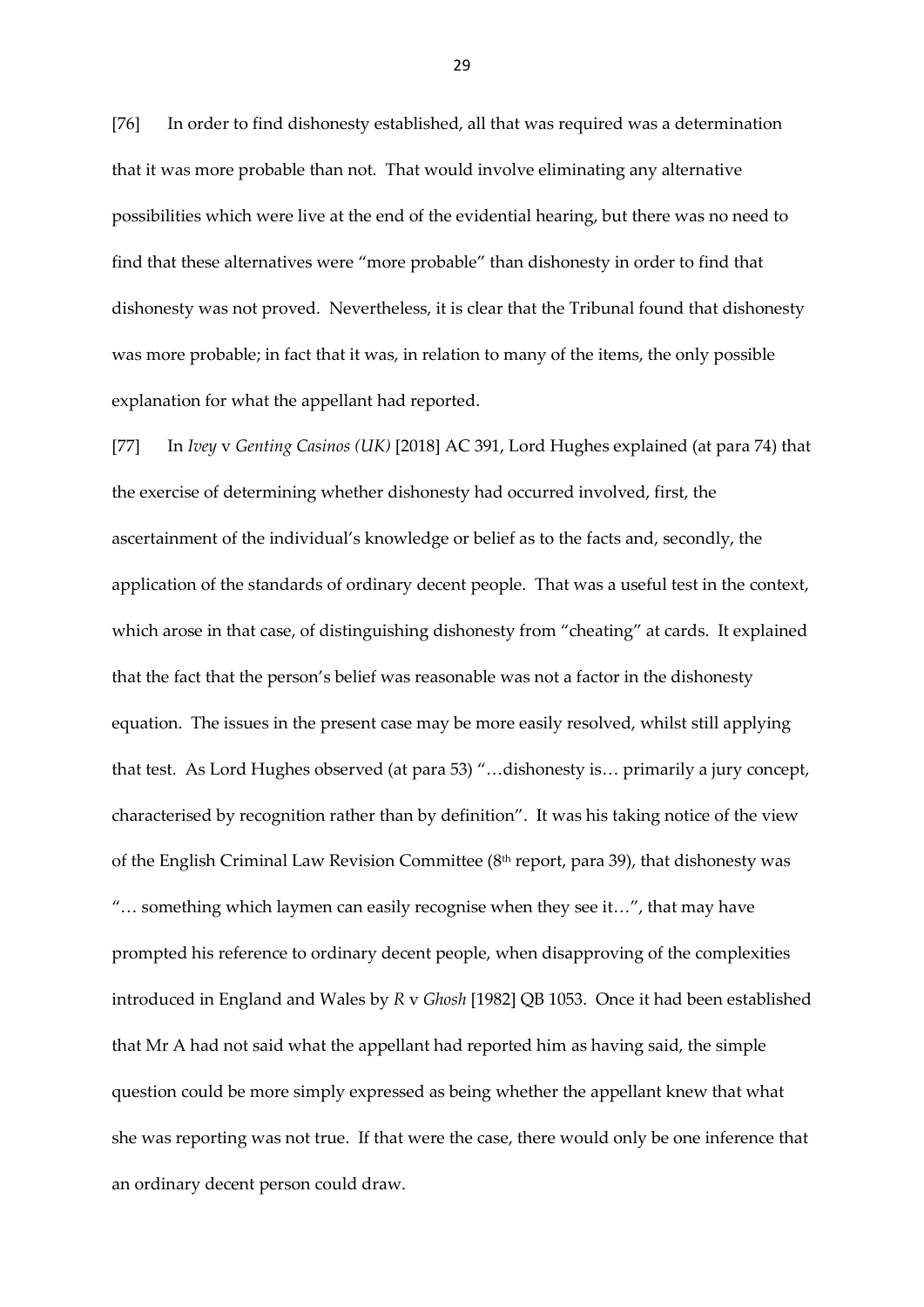[76] In order to find dishonesty established, all that was required was a determination that it was more probable than not. That would involve eliminating any alternative possibilities which were live at the end of the evidential hearing, but there was no need to find that these alternatives were "more probable" than dishonesty in order to find that dishonesty was not proved. Nevertheless, it is clear that the Tribunal found that dishonesty was more probable; in fact that it was, in relation to many of the items, the only possible explanation for what the appellant had reported.

[77] In *Ivey* v *Genting Casinos (UK)* [2018] AC 391, Lord Hughes explained (at para 74) that the exercise of determining whether dishonesty had occurred involved, first, the ascertainment of the individual's knowledge or belief as to the facts and, secondly, the application of the standards of ordinary decent people. That was a useful test in the context, which arose in that case, of distinguishing dishonesty from "cheating" at cards. It explained that the fact that the person's belief was reasonable was not a factor in the dishonesty equation. The issues in the present case may be more easily resolved, whilst still applying that test. As Lord Hughes observed (at para 53) "…dishonesty is… primarily a jury concept, characterised by recognition rather than by definition". It was his taking notice of the view of the English Criminal Law Revision Committee (8th report, para 39), that dishonesty was "… something which laymen can easily recognise when they see it…", that may have prompted his reference to ordinary decent people, when disapproving of the complexities introduced in England and Wales by *R* v *Ghosh* [1982] QB 1053. Once it had been established that Mr A had not said what the appellant had reported him as having said, the simple question could be more simply expressed as being whether the appellant knew that what she was reporting was not true. If that were the case, there would only be one inference that an ordinary decent person could draw.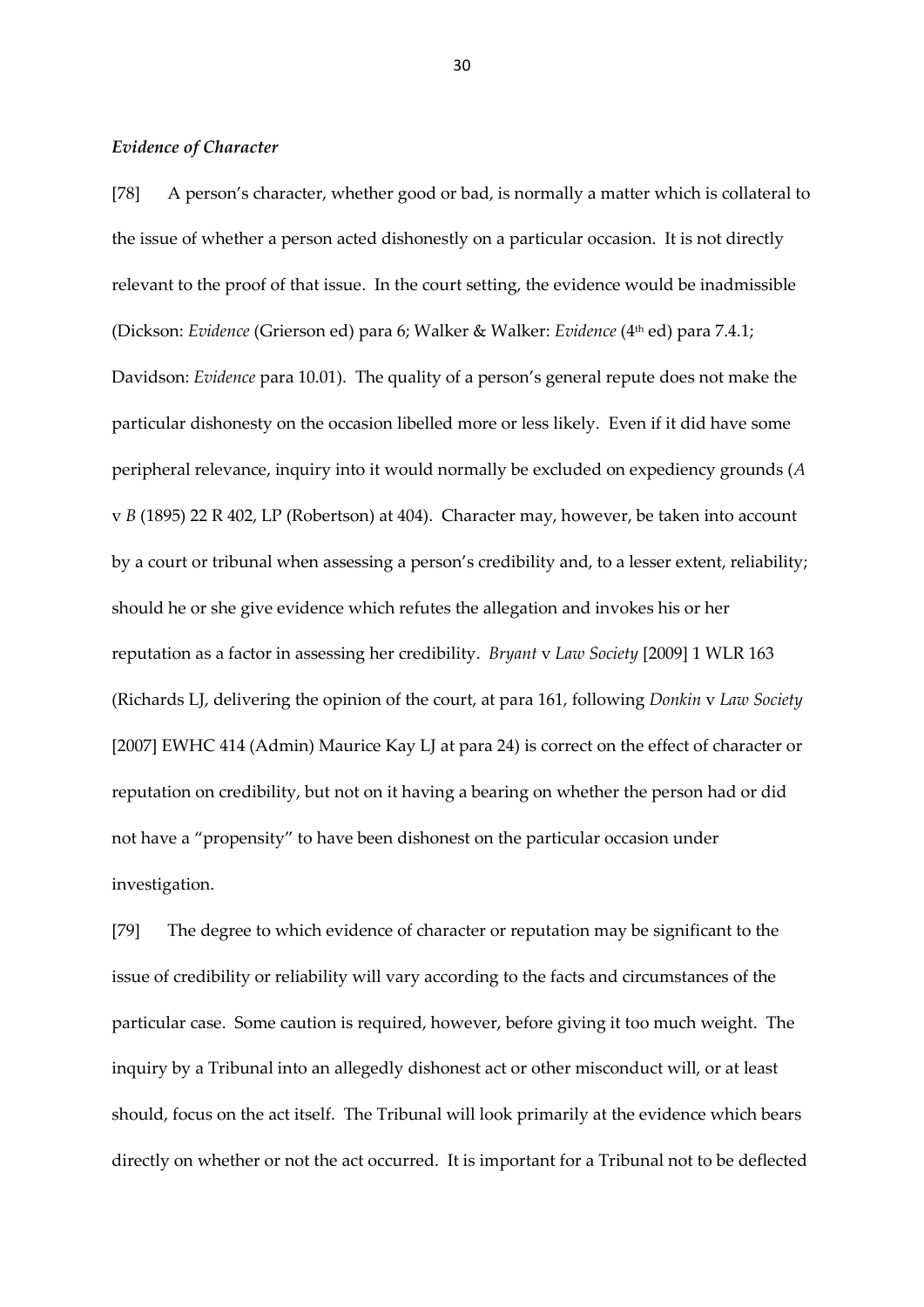***Evidence of Character***

[78] A person's character, whether good or bad, is normally a matter which is collateral to the issue of whether a person acted dishonestly on a particular occasion. It is not directly relevant to the proof of that issue. In the court setting, the evidence would be inadmissible (Dickson: *Evidence* (Grierson ed) para 6; Walker & Walker: *Evidence* (4th ed) para 7.4.1; Davidson: *Evidence* para 10.01). The quality of a person's general repute does not make the particular dishonesty on the occasion libelled more or less likely. Even if it did have some peripheral relevance, inquiry into it would normally be excluded on expediency grounds (*A* v *B* (1895) 22 R 402, LP (Robertson) at 404). Character may, however, be taken into account by a court or tribunal when assessing a person's credibility and, to a lesser extent, reliability; should he or she give evidence which refutes the allegation and invokes his or her reputation as a factor in assessing her credibility. *Bryant* v *Law Society* [2009] 1 WLR 163 (Richards LJ, delivering the opinion of the court, at para 161, following *Donkin* v *Law Society* [2007] EWHC 414 (Admin) Maurice Kay LJ at para 24) is correct on the effect of character or reputation on credibility, but not on it having a bearing on whether the person had or did not have a "propensity" to have been dishonest on the particular occasion under investigation.

[79] The degree to which evidence of character or reputation may be significant to the issue of credibility or reliability will vary according to the facts and circumstances of the particular case. Some caution is required, however, before giving it too much weight. The inquiry by a Tribunal into an allegedly dishonest act or other misconduct will, or at least should, focus on the act itself. The Tribunal will look primarily at the evidence which bears directly on whether or not the act occurred. It is important for a Tribunal not to be deflected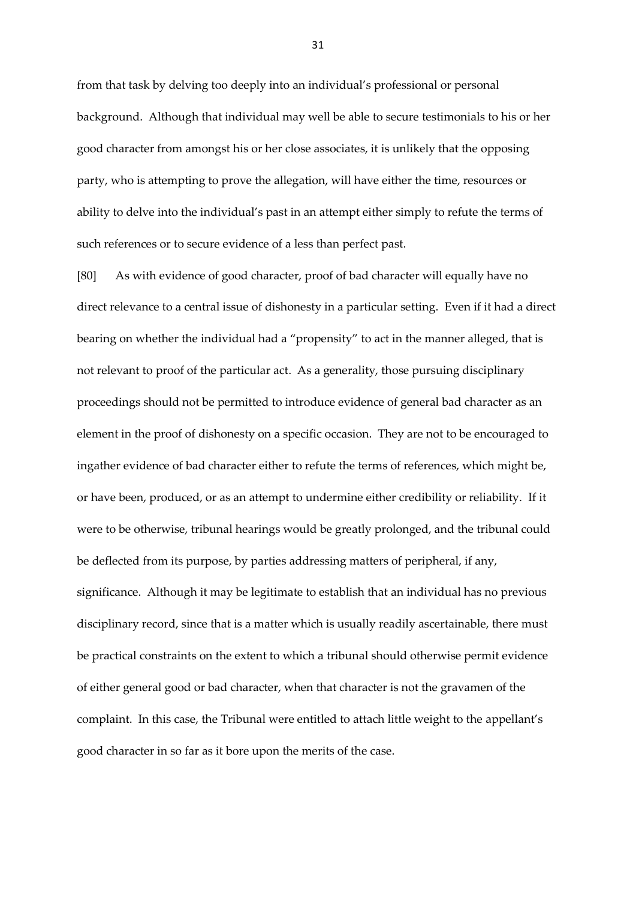from that task by delving too deeply into an individual's professional or personal background. Although that individual may well be able to secure testimonials to his or her good character from amongst his or her close associates, it is unlikely that the opposing party, who is attempting to prove the allegation, will have either the time, resources or ability to delve into the individual's past in an attempt either simply to refute the terms of such references or to secure evidence of a less than perfect past.

[80] As with evidence of good character, proof of bad character will equally have no direct relevance to a central issue of dishonesty in a particular setting. Even if it had a direct bearing on whether the individual had a "propensity" to act in the manner alleged, that is not relevant to proof of the particular act. As a generality, those pursuing disciplinary proceedings should not be permitted to introduce evidence of general bad character as an element in the proof of dishonesty on a specific occasion. They are not to be encouraged to ingather evidence of bad character either to refute the terms of references, which might be, or have been, produced, or as an attempt to undermine either credibility or reliability. If it were to be otherwise, tribunal hearings would be greatly prolonged, and the tribunal could be deflected from its purpose, by parties addressing matters of peripheral, if any, significance. Although it may be legitimate to establish that an individual has no previous disciplinary record, since that is a matter which is usually readily ascertainable, there must be practical constraints on the extent to which a tribunal should otherwise permit evidence of either general good or bad character, when that character is not the gravamen of the complaint. In this case, the Tribunal were entitled to attach little weight to the appellant's good character in so far as it bore upon the merits of the case.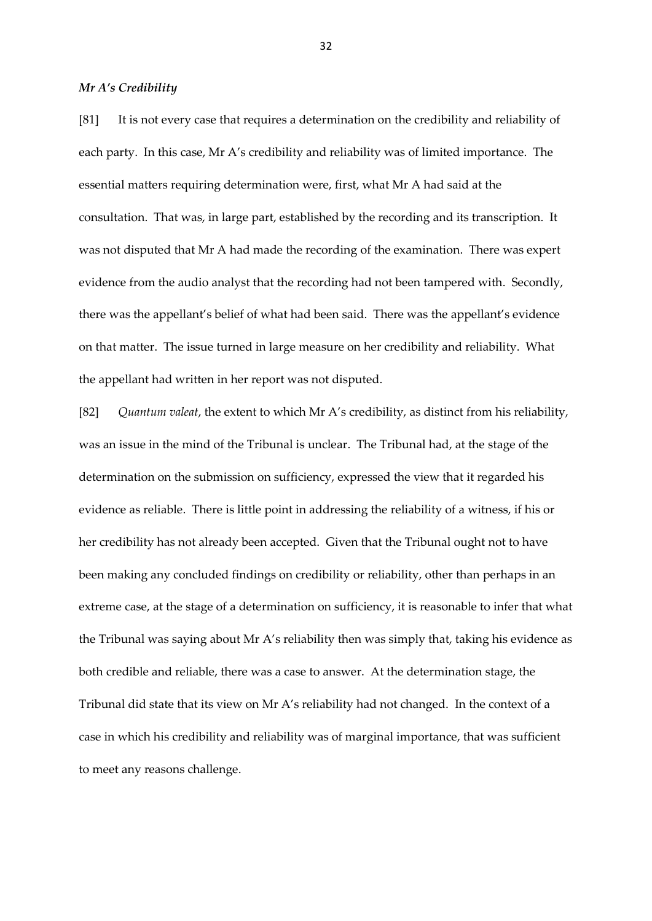***Mr A's Credibility***

[81] It is not every case that requires a determination on the credibility and reliability of each party. In this case, Mr A's credibility and reliability was of limited importance. The essential matters requiring determination were, first, what Mr A had said at the consultation. That was, in large part, established by the recording and its transcription. It was not disputed that Mr A had made the recording of the examination. There was expert evidence from the audio analyst that the recording had not been tampered with. Secondly, there was the appellant's belief of what had been said. There was the appellant's evidence on that matter. The issue turned in large measure on her credibility and reliability. What the appellant had written in her report was not disputed.

[82] *Quantum valeat*, the extent to which Mr A's credibility, as distinct from his reliability, was an issue in the mind of the Tribunal is unclear. The Tribunal had, at the stage of the determination on the submission on sufficiency, expressed the view that it regarded his evidence as reliable. There is little point in addressing the reliability of a witness, if his or her credibility has not already been accepted. Given that the Tribunal ought not to have been making any concluded findings on credibility or reliability, other than perhaps in an extreme case, at the stage of a determination on sufficiency, it is reasonable to infer that what the Tribunal was saying about Mr A's reliability then was simply that, taking his evidence as both credible and reliable, there was a case to answer. At the determination stage, the Tribunal did state that its view on Mr A's reliability had not changed. In the context of a case in which his credibility and reliability was of marginal importance, that was sufficient to meet any reasons challenge.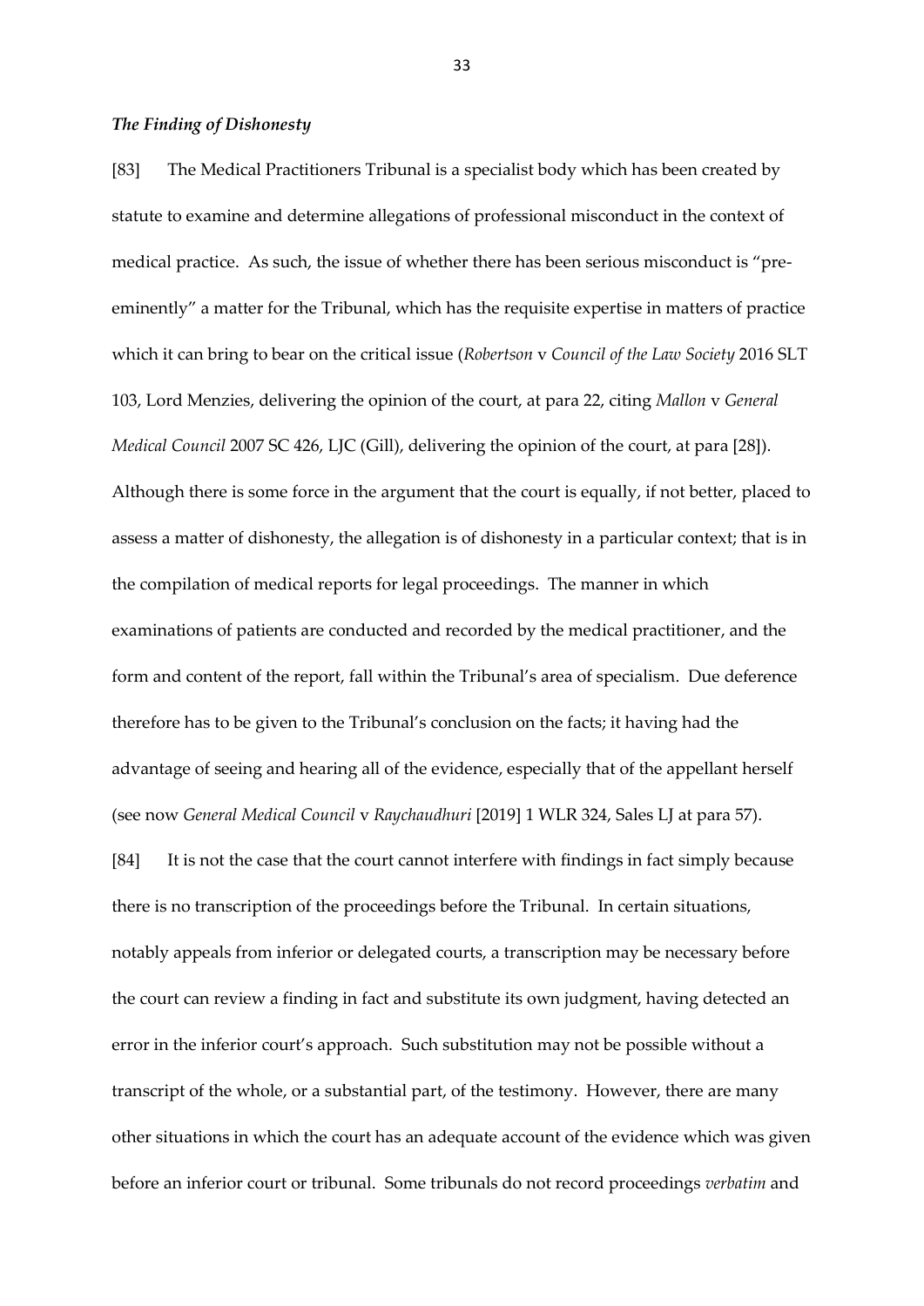### *The Finding of Dishonesty*

[83] The Medical Practitioners Tribunal is a specialist body which has been created by statute to examine and determine allegations of professional misconduct in the context of medical practice. As such, the issue of whether there has been serious misconduct is "pre-eminently" a matter for the Tribunal, which has the requisite expertise in matters of practice which it can bring to bear on the critical issue (*Robertson* v *Council of the Law Society* 2016 SLT 103, Lord Menzies, delivering the opinion of the court, at para 22, citing *Mallon* v *General Medical Council* 2007 SC 426, LJC (Gill), delivering the opinion of the court, at para [28]). Although there is some force in the argument that the court is equally, if not better, placed to assess a matter of dishonesty, the allegation is of dishonesty in a particular context; that is in the compilation of medical reports for legal proceedings. The manner in which examinations of patients are conducted and recorded by the medical practitioner, and the form and content of the report, fall within the Tribunal's area of specialism. Due deference therefore has to be given to the Tribunal's conclusion on the facts; it having had the advantage of seeing and hearing all of the evidence, especially that of the appellant herself (see now *General Medical Council* v *Raychaudhuri* [2019] 1 WLR 324, Sales LJ at para 57).

[84] It is not the case that the court cannot interfere with findings in fact simply because there is no transcription of the proceedings before the Tribunal. In certain situations, notably appeals from inferior or delegated courts, a transcription may be necessary before the court can review a finding in fact and substitute its own judgment, having detected an error in the inferior court's approach. Such substitution may not be possible without a transcript of the whole, or a substantial part, of the testimony. However, there are many other situations in which the court has an adequate account of the evidence which was given before an inferior court or tribunal. Some tribunals do not record proceedings *verbatim* and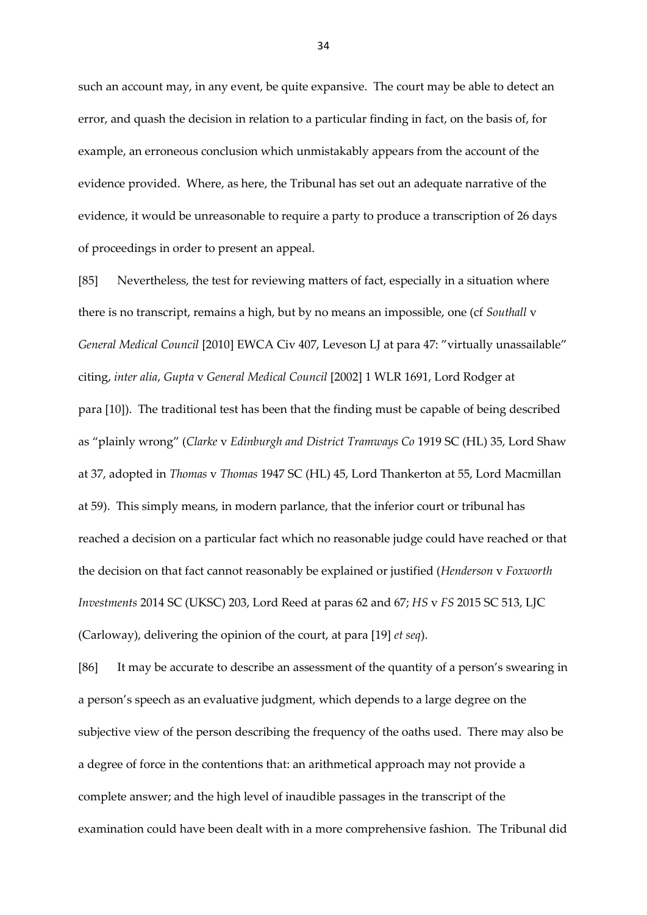such an account may, in any event, be quite expansive. The court may be able to detect an error, and quash the decision in relation to a particular finding in fact, on the basis of, for example, an erroneous conclusion which unmistakably appears from the account of the evidence provided. Where, as here, the Tribunal has set out an adequate narrative of the evidence, it would be unreasonable to require a party to produce a transcription of 26 days of proceedings in order to present an appeal.

[85] Nevertheless, the test for reviewing matters of fact, especially in a situation where there is no transcript, remains a high, but by no means an impossible, one (cf *Southall* v *General Medical Council* [2010] EWCA Civ 407, Leveson LJ at para 47: "virtually unassailable" citing, *inter alia*, *Gupta* v *General Medical Council* [2002] 1 WLR 1691, Lord Rodger at para [10]). The traditional test has been that the finding must be capable of being described as "plainly wrong" (*Clarke* v *Edinburgh and District Tramways Co* 1919 SC (HL) 35, Lord Shaw at 37, adopted in *Thomas* v *Thomas* 1947 SC (HL) 45, Lord Thankerton at 55, Lord Macmillan at 59). This simply means, in modern parlance, that the inferior court or tribunal has reached a decision on a particular fact which no reasonable judge could have reached or that the decision on that fact cannot reasonably be explained or justified (*Henderson* v *Foxworth Investments* 2014 SC (UKSC) 203, Lord Reed at paras 62 and 67; *HS* v *FS* 2015 SC 513, LJC (Carloway), delivering the opinion of the court, at para [19] *et seq*).

[86] It may be accurate to describe an assessment of the quantity of a person's swearing in a person's speech as an evaluative judgment, which depends to a large degree on the subjective view of the person describing the frequency of the oaths used. There may also be a degree of force in the contentions that: an arithmetical approach may not provide a complete answer; and the high level of inaudible passages in the transcript of the examination could have been dealt with in a more comprehensive fashion. The Tribunal did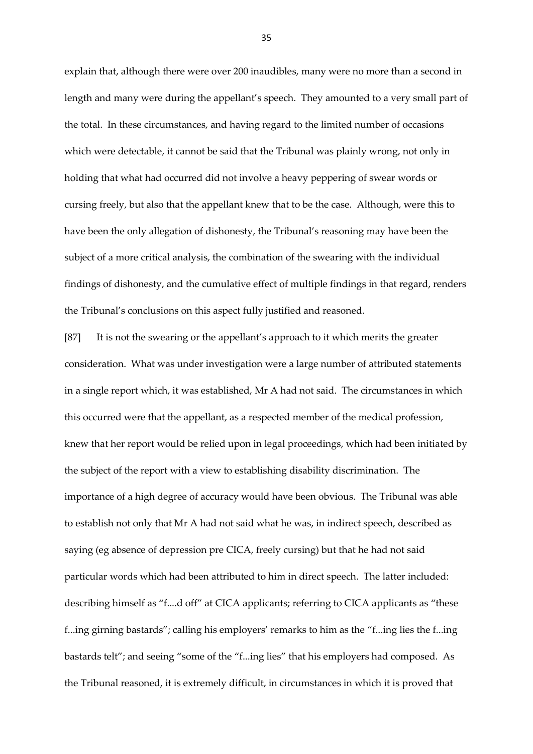explain that, although there were over 200 inaudibles, many were no more than a second in length and many were during the appellant's speech. They amounted to a very small part of the total. In these circumstances, and having regard to the limited number of occasions which were detectable, it cannot be said that the Tribunal was plainly wrong, not only in holding that what had occurred did not involve a heavy peppering of swear words or cursing freely, but also that the appellant knew that to be the case. Although, were this to have been the only allegation of dishonesty, the Tribunal's reasoning may have been the subject of a more critical analysis, the combination of the swearing with the individual findings of dishonesty, and the cumulative effect of multiple findings in that regard, renders the Tribunal's conclusions on this aspect fully justified and reasoned.

[87] It is not the swearing or the appellant's approach to it which merits the greater consideration. What was under investigation were a large number of attributed statements in a single report which, it was established, Mr A had not said. The circumstances in which this occurred were that the appellant, as a respected member of the medical profession, knew that her report would be relied upon in legal proceedings, which had been initiated by the subject of the report with a view to establishing disability discrimination. The importance of a high degree of accuracy would have been obvious. The Tribunal was able to establish not only that Mr A had not said what he was, in indirect speech, described as saying (eg absence of depression pre CICA, freely cursing) but that he had not said particular words which had been attributed to him in direct speech. The latter included: describing himself as "f....d off" at CICA applicants; referring to CICA applicants as "these f...ing girning bastards"; calling his employers' remarks to him as the "f...ing lies the f...ing bastards telt"; and seeing "some of the "f...ing lies" that his employers had composed. As the Tribunal reasoned, it is extremely difficult, in circumstances in which it is proved that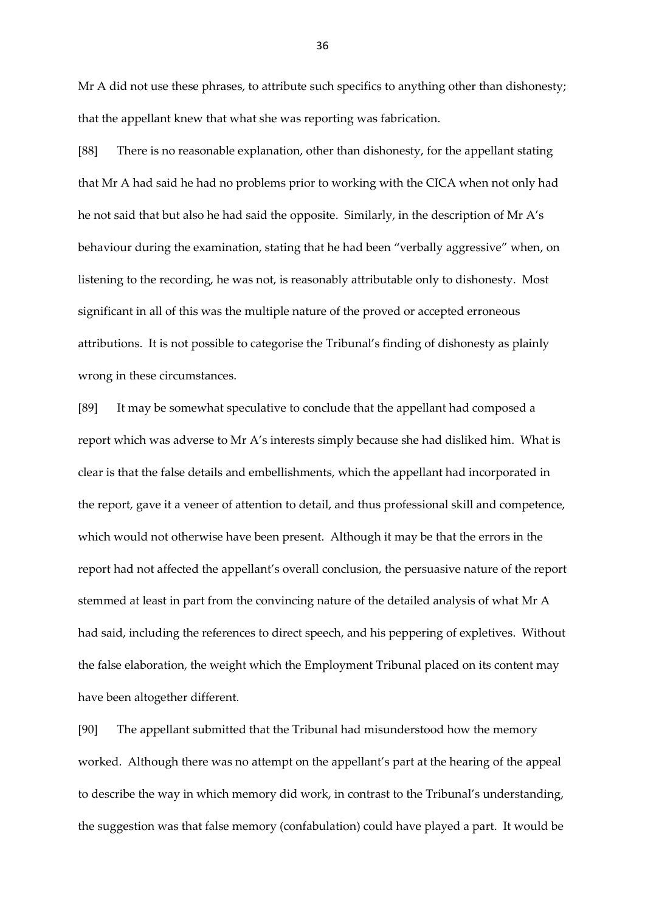Mr A did not use these phrases, to attribute such specifics to anything other than dishonesty; that the appellant knew that what she was reporting was fabrication.

[88] There is no reasonable explanation, other than dishonesty, for the appellant stating that Mr A had said he had no problems prior to working with the CICA when not only had he not said that but also he had said the opposite. Similarly, in the description of Mr A's behaviour during the examination, stating that he had been "verbally aggressive" when, on listening to the recording, he was not, is reasonably attributable only to dishonesty. Most significant in all of this was the multiple nature of the proved or accepted erroneous attributions. It is not possible to categorise the Tribunal's finding of dishonesty as plainly wrong in these circumstances.

[89] It may be somewhat speculative to conclude that the appellant had composed a report which was adverse to Mr A's interests simply because she had disliked him. What is clear is that the false details and embellishments, which the appellant had incorporated in the report, gave it a veneer of attention to detail, and thus professional skill and competence, which would not otherwise have been present. Although it may be that the errors in the report had not affected the appellant's overall conclusion, the persuasive nature of the report stemmed at least in part from the convincing nature of the detailed analysis of what Mr A had said, including the references to direct speech, and his peppering of expletives. Without the false elaboration, the weight which the Employment Tribunal placed on its content may have been altogether different.

[90] The appellant submitted that the Tribunal had misunderstood how the memory worked. Although there was no attempt on the appellant's part at the hearing of the appeal to describe the way in which memory did work, in contrast to the Tribunal's understanding, the suggestion was that false memory (confabulation) could have played a part. It would be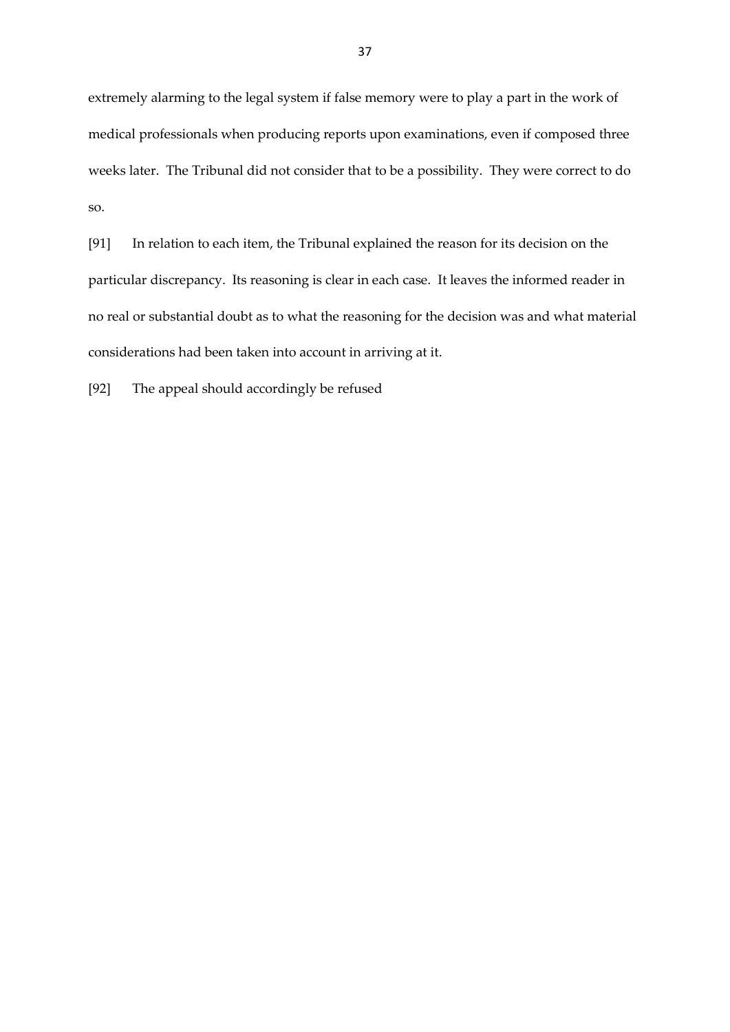extremely alarming to the legal system if false memory were to play a part in the work of medical professionals when producing reports upon examinations, even if composed three weeks later. The Tribunal did not consider that to be a possibility. They were correct to do so.

[91] In relation to each item, the Tribunal explained the reason for its decision on the particular discrepancy. Its reasoning is clear in each case. It leaves the informed reader in no real or substantial doubt as to what the reasoning for the decision was and what material considerations had been taken into account in arriving at it.

[92] The appeal should accordingly be refused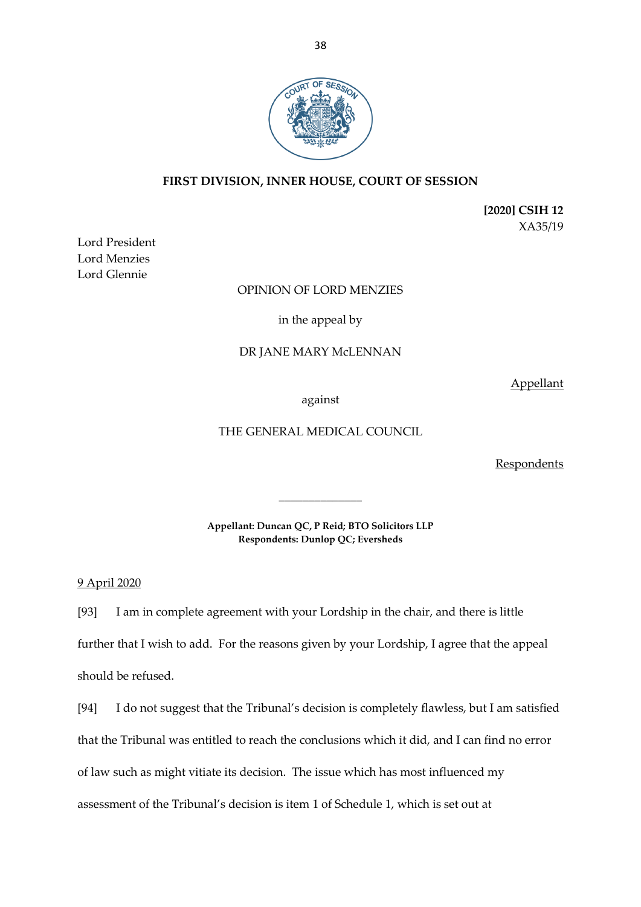**FIRST DIVISION, INNER HOUSE, COURT OF SESSION**

**[2020] CSIH 12**
XA35/19

Lord President
Lord Menzies
Lord Glennie

OPINION OF LORD MENZIES

in the appeal by

DR JANE MARY McLENNAN

Appellant

against

THE GENERAL MEDICAL COUNCIL

Respondents

______________

**Appellant: Duncan QC, P Reid; BTO Solicitors LLP**
**Respondents: Dunlop QC; Eversheds**

9 April 2020

[93] I am in complete agreement with your Lordship in the chair, and there is little further that I wish to add. For the reasons given by your Lordship, I agree that the appeal should be refused.

[94] I do not suggest that the Tribunal's decision is completely flawless, but I am satisfied that the Tribunal was entitled to reach the conclusions which it did, and I can find no error of law such as might vitiate its decision. The issue which has most influenced my assessment of the Tribunal's decision is item 1 of Schedule 1, which is set out at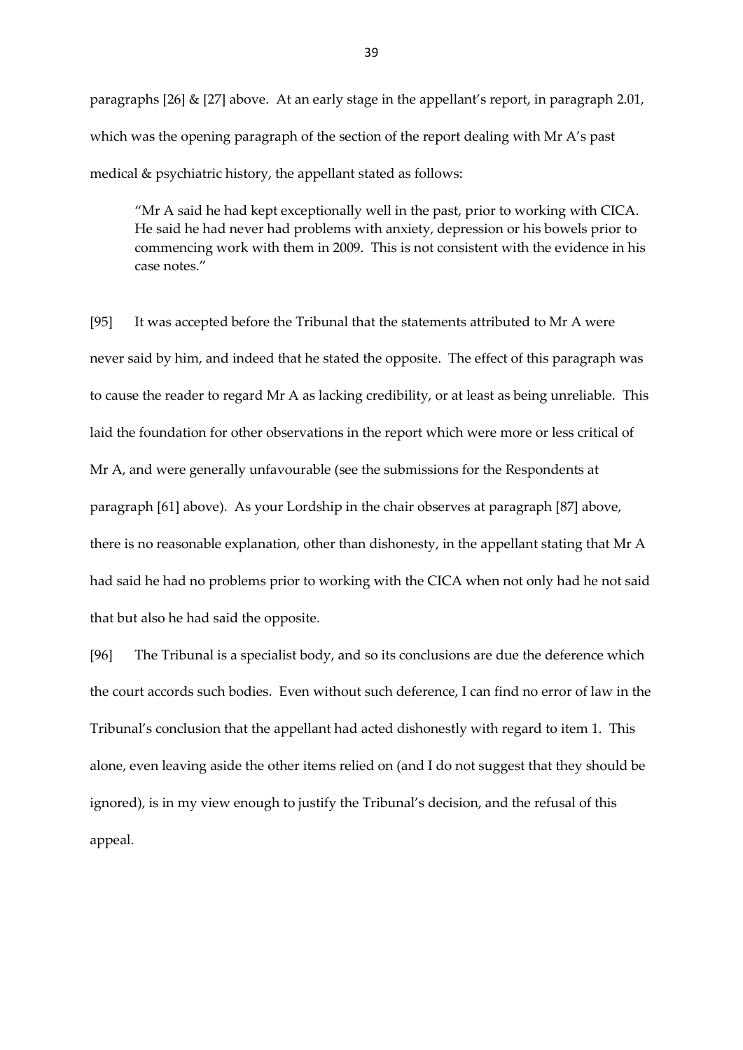paragraphs [26] & [27] above. At an early stage in the appellant's report, in paragraph 2.01, which was the opening paragraph of the section of the report dealing with Mr A's past medical & psychiatric history, the appellant stated as follows:

> "Mr A said he had kept exceptionally well in the past, prior to working with CICA. He said he had never had problems with anxiety, depression or his bowels prior to commencing work with them in 2009. This is not consistent with the evidence in his case notes."

[95] It was accepted before the Tribunal that the statements attributed to Mr A were never said by him, and indeed that he stated the opposite. The effect of this paragraph was to cause the reader to regard Mr A as lacking credibility, or at least as being unreliable. This laid the foundation for other observations in the report which were more or less critical of Mr A, and were generally unfavourable (see the submissions for the Respondents at paragraph [61] above). As your Lordship in the chair observes at paragraph [87] above, there is no reasonable explanation, other than dishonesty, in the appellant stating that Mr A had said he had no problems prior to working with the CICA when not only had he not said that but also he had said the opposite.

[96] The Tribunal is a specialist body, and so its conclusions are due the deference which the court accords such bodies. Even without such deference, I can find no error of law in the Tribunal's conclusion that the appellant had acted dishonestly with regard to item 1. This alone, even leaving aside the other items relied on (and I do not suggest that they should be ignored), is in my view enough to justify the Tribunal's decision, and the refusal of this appeal.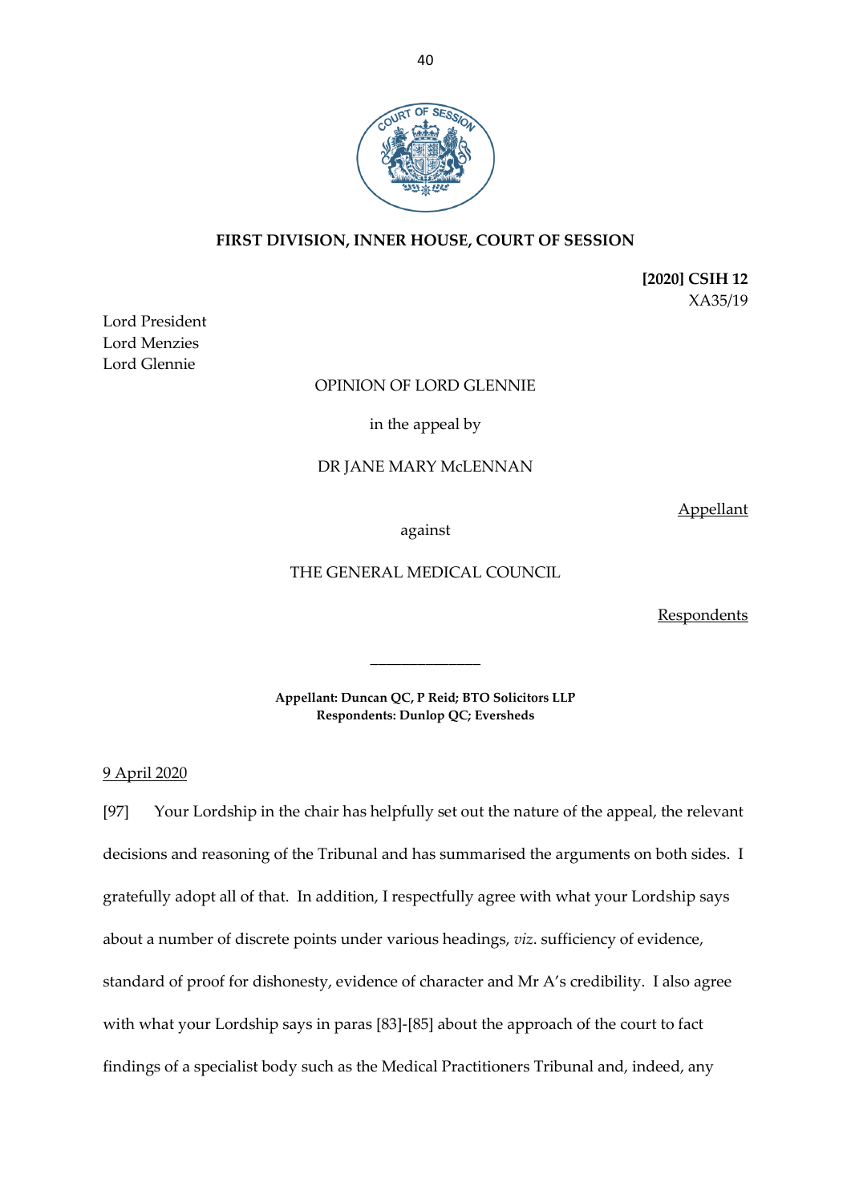**FIRST DIVISION, INNER HOUSE, COURT OF SESSION**

**[2020] CSIH 12**
XA35/19

Lord President
Lord Menzies
Lord Glennie

OPINION OF LORD GLENNIE

in the appeal by

DR JANE MARY McLENNAN

Appellant

against

THE GENERAL MEDICAL COUNCIL

Respondents

______________

**Appellant: Duncan QC, P Reid; BTO Solicitors LLP**
**Respondents: Dunlop QC; Eversheds**

9 April 2020

[97] Your Lordship in the chair has helpfully set out the nature of the appeal, the relevant decisions and reasoning of the Tribunal and has summarised the arguments on both sides. I gratefully adopt all of that. In addition, I respectfully agree with what your Lordship says about a number of discrete points under various headings, *viz*. sufficiency of evidence, standard of proof for dishonesty, evidence of character and Mr A's credibility. I also agree with what your Lordship says in paras [83]-[85] about the approach of the court to fact findings of a specialist body such as the Medical Practitioners Tribunal and, indeed, any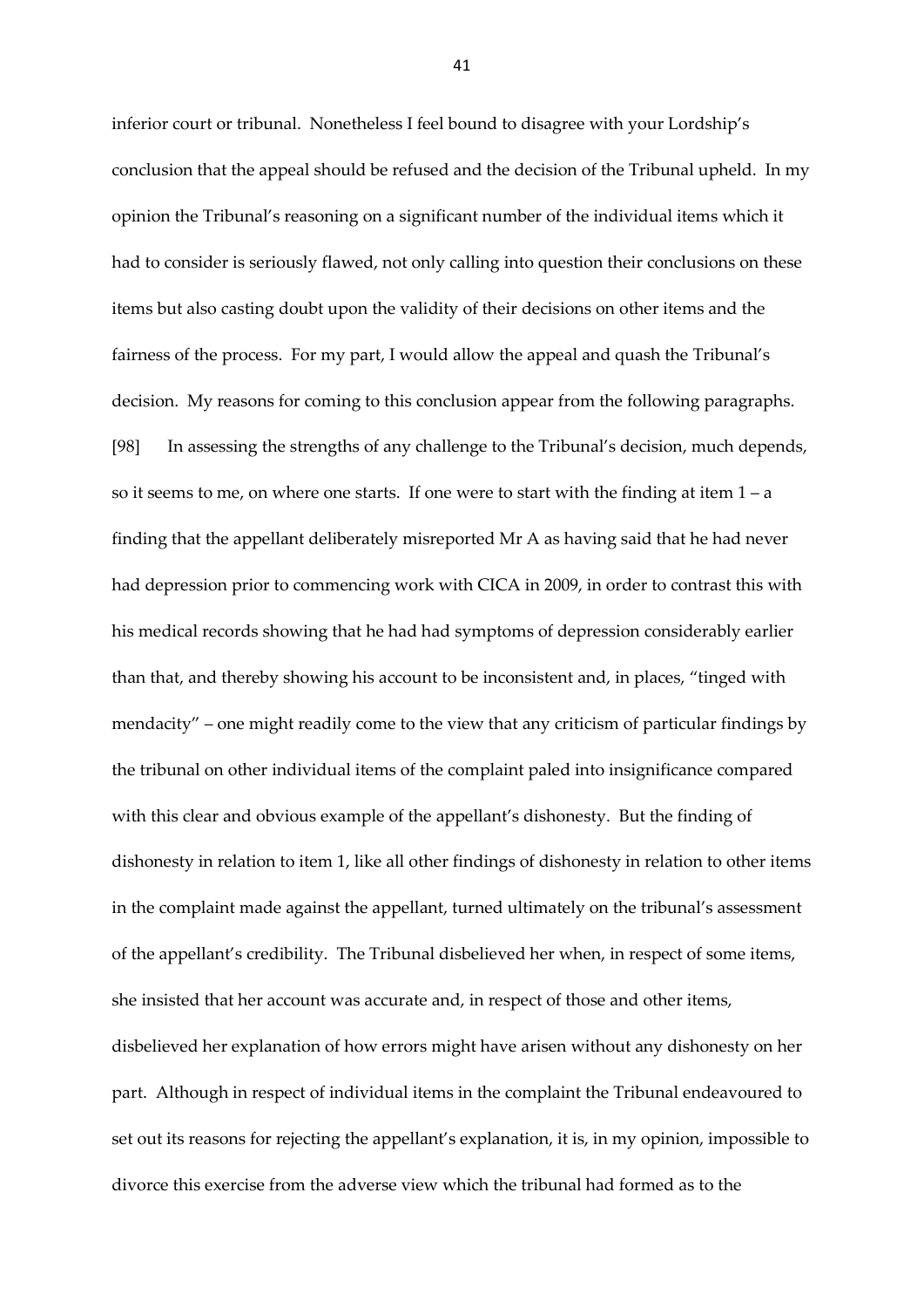inferior court or tribunal. Nonetheless I feel bound to disagree with your Lordship's conclusion that the appeal should be refused and the decision of the Tribunal upheld. In my opinion the Tribunal's reasoning on a significant number of the individual items which it had to consider is seriously flawed, not only calling into question their conclusions on these items but also casting doubt upon the validity of their decisions on other items and the fairness of the process. For my part, I would allow the appeal and quash the Tribunal's decision. My reasons for coming to this conclusion appear from the following paragraphs.

[98] In assessing the strengths of any challenge to the Tribunal's decision, much depends, so it seems to me, on where one starts. If one were to start with the finding at item 1 – a finding that the appellant deliberately misreported Mr A as having said that he had never had depression prior to commencing work with CICA in 2009, in order to contrast this with his medical records showing that he had had symptoms of depression considerably earlier than that, and thereby showing his account to be inconsistent and, in places, "tinged with mendacity" – one might readily come to the view that any criticism of particular findings by the tribunal on other individual items of the complaint paled into insignificance compared with this clear and obvious example of the appellant's dishonesty. But the finding of dishonesty in relation to item 1, like all other findings of dishonesty in relation to other items in the complaint made against the appellant, turned ultimately on the tribunal's assessment of the appellant's credibility. The Tribunal disbelieved her when, in respect of some items, she insisted that her account was accurate and, in respect of those and other items, disbelieved her explanation of how errors might have arisen without any dishonesty on her part. Although in respect of individual items in the complaint the Tribunal endeavoured to set out its reasons for rejecting the appellant's explanation, it is, in my opinion, impossible to divorce this exercise from the adverse view which the tribunal had formed as to the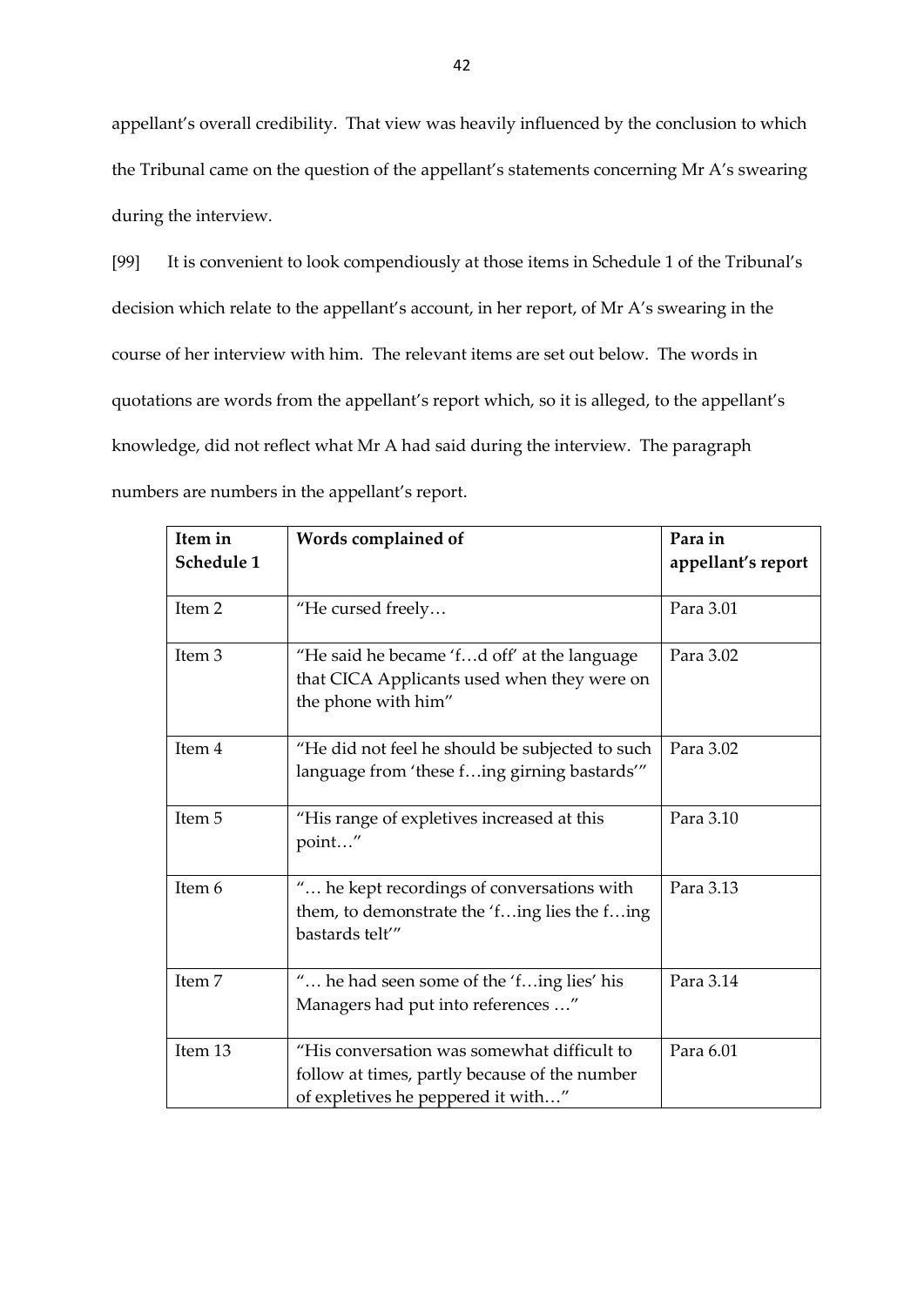appellant's overall credibility. That view was heavily influenced by the conclusion to which the Tribunal came on the question of the appellant's statements concerning Mr A's swearing during the interview.

[99] It is convenient to look compendiously at those items in Schedule 1 of the Tribunal's decision which relate to the appellant's account, in her report, of Mr A's swearing in the course of her interview with him. The relevant items are set out below. The words in quotations are words from the appellant's report which, so it is alleged, to the appellant's knowledge, did not reflect what Mr A had said during the interview. The paragraph numbers are numbers in the appellant's report.

| Item in Schedule 1 | Words complained of | Para in appellant's report |
|---|---|---|
| Item 2 | "He cursed freely… | Para 3.01 |
| Item 3 | "He said he became 'f…d off' at the language that CICA Applicants used when they were on the phone with him" | Para 3.02 |
| Item 4 | "He did not feel he should be subjected to such language from 'these f…ing girning bastards'" | Para 3.02 |
| Item 5 | "His range of expletives increased at this point…" | Para 3.10 |
| Item 6 | "… he kept recordings of conversations with them, to demonstrate the 'f…ing lies the f…ing bastards telt'" | Para 3.13 |
| Item 7 | "… he had seen some of the 'f…ing lies' his Managers had put into references …" | Para 3.14 |
| Item 13 | "His conversation was somewhat difficult to follow at times, partly because of the number of expletives he peppered it with…" | Para 6.01 |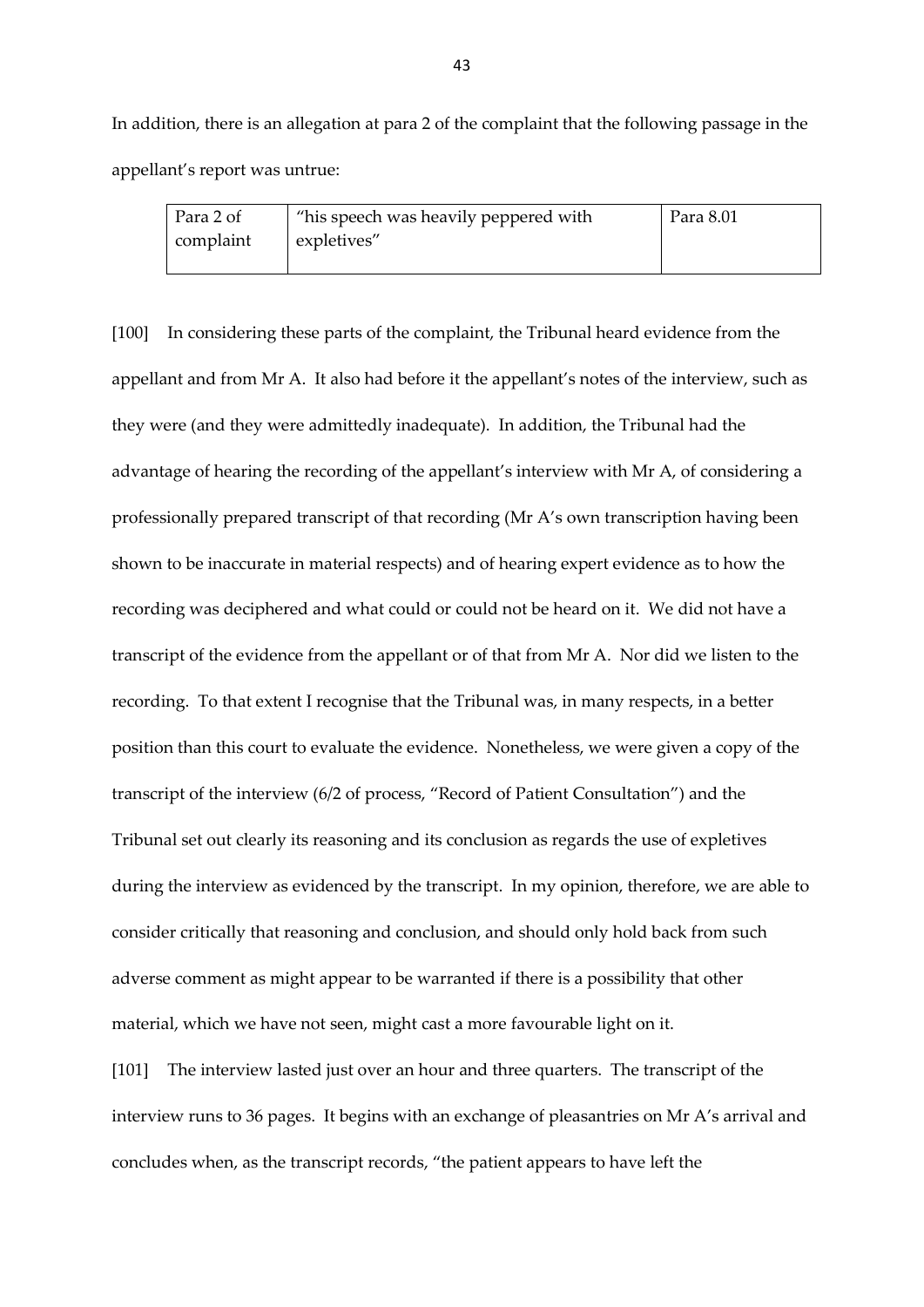In addition, there is an allegation at para 2 of the complaint that the following passage in the appellant's report was untrue:

| | | |
|---|---|---|
| Para 2 of complaint | "his speech was heavily peppered with expletives" | Para 8.01 |

[100] In considering these parts of the complaint, the Tribunal heard evidence from the appellant and from Mr A. It also had before it the appellant's notes of the interview, such as they were (and they were admittedly inadequate). In addition, the Tribunal had the advantage of hearing the recording of the appellant's interview with Mr A, of considering a professionally prepared transcript of that recording (Mr A's own transcription having been shown to be inaccurate in material respects) and of hearing expert evidence as to how the recording was deciphered and what could or could not be heard on it. We did not have a transcript of the evidence from the appellant or of that from Mr A. Nor did we listen to the recording. To that extent I recognise that the Tribunal was, in many respects, in a better position than this court to evaluate the evidence. Nonetheless, we were given a copy of the transcript of the interview (6/2 of process, "Record of Patient Consultation") and the Tribunal set out clearly its reasoning and its conclusion as regards the use of expletives during the interview as evidenced by the transcript. In my opinion, therefore, we are able to consider critically that reasoning and conclusion, and should only hold back from such adverse comment as might appear to be warranted if there is a possibility that other material, which we have not seen, might cast a more favourable light on it.

[101] The interview lasted just over an hour and three quarters. The transcript of the interview runs to 36 pages. It begins with an exchange of pleasantries on Mr A's arrival and concludes when, as the transcript records, "the patient appears to have left the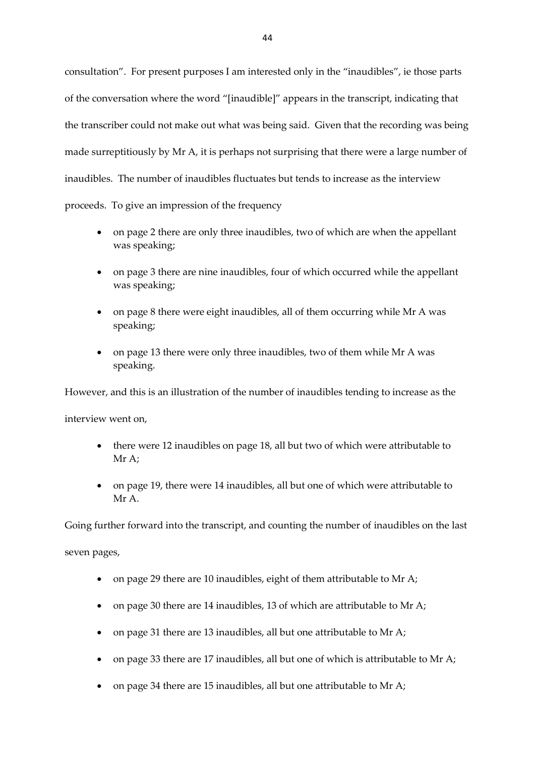consultation". For present purposes I am interested only in the "inaudibles", ie those parts of the conversation where the word "[inaudible]" appears in the transcript, indicating that the transcriber could not make out what was being said. Given that the recording was being made surreptitiously by Mr A, it is perhaps not surprising that there were a large number of inaudibles. The number of inaudibles fluctuates but tends to increase as the interview proceeds. To give an impression of the frequency

- on page 2 there are only three inaudibles, two of which are when the appellant was speaking;
- on page 3 there are nine inaudibles, four of which occurred while the appellant was speaking;
- on page 8 there were eight inaudibles, all of them occurring while Mr A was speaking;
- on page 13 there were only three inaudibles, two of them while Mr A was speaking.

However, and this is an illustration of the number of inaudibles tending to increase as the interview went on,

- there were 12 inaudibles on page 18, all but two of which were attributable to Mr A;
- on page 19, there were 14 inaudibles, all but one of which were attributable to Mr A.

Going further forward into the transcript, and counting the number of inaudibles on the last seven pages,

- on page 29 there are 10 inaudibles, eight of them attributable to Mr A;
- on page 30 there are 14 inaudibles, 13 of which are attributable to Mr A;
- on page 31 there are 13 inaudibles, all but one attributable to Mr A;
- on page 33 there are 17 inaudibles, all but one of which is attributable to Mr A;
- on page 34 there are 15 inaudibles, all but one attributable to Mr A;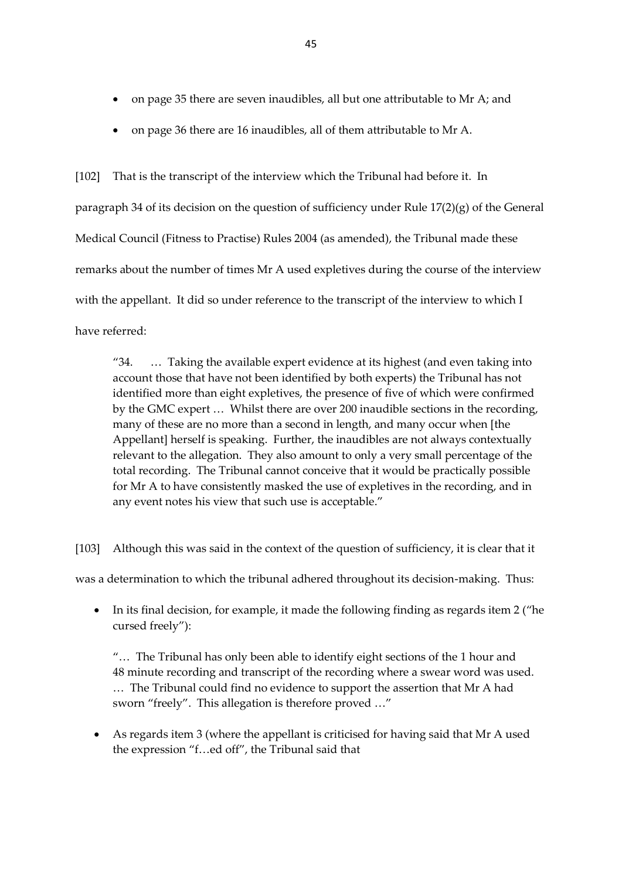- on page 35 there are seven inaudibles, all but one attributable to Mr A; and
- on page 36 there are 16 inaudibles, all of them attributable to Mr A.

[102] That is the transcript of the interview which the Tribunal had before it. In paragraph 34 of its decision on the question of sufficiency under Rule 17(2)(g) of the General Medical Council (Fitness to Practise) Rules 2004 (as amended), the Tribunal made these remarks about the number of times Mr A used expletives during the course of the interview with the appellant. It did so under reference to the transcript of the interview to which I have referred:

> "34. … Taking the available expert evidence at its highest (and even taking into account those that have not been identified by both experts) the Tribunal has not identified more than eight expletives, the presence of five of which were confirmed by the GMC expert … Whilst there are over 200 inaudible sections in the recording, many of these are no more than a second in length, and many occur when [the Appellant] herself is speaking. Further, the inaudibles are not always contextually relevant to the allegation. They also amount to only a very small percentage of the total recording. The Tribunal cannot conceive that it would be practically possible for Mr A to have consistently masked the use of expletives in the recording, and in any event notes his view that such use is acceptable."

[103] Although this was said in the context of the question of sufficiency, it is clear that it was a determination to which the tribunal adhered throughout its decision-making. Thus:

- In its final decision, for example, it made the following finding as regards item 2 ("he cursed freely"):

  "… The Tribunal has only been able to identify eight sections of the 1 hour and 48 minute recording and transcript of the recording where a swear word was used. … The Tribunal could find no evidence to support the assertion that Mr A had sworn "freely". This allegation is therefore proved …"

- As regards item 3 (where the appellant is criticised for having said that Mr A used the expression "f…ed off", the Tribunal said that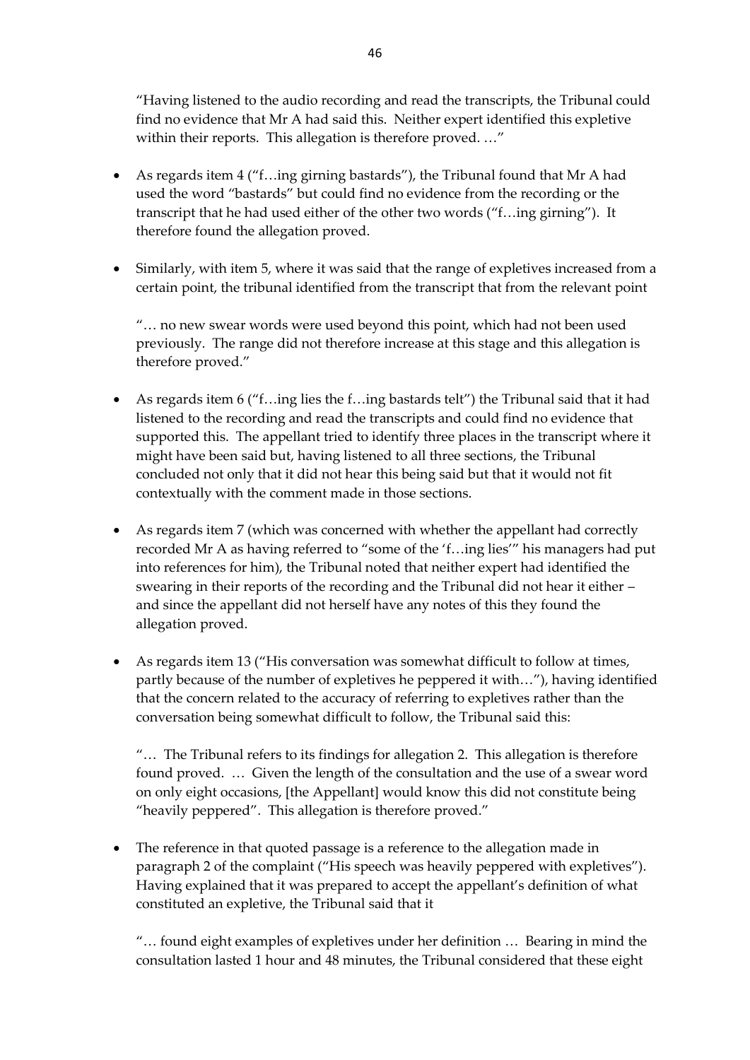"Having listened to the audio recording and read the transcripts, the Tribunal could find no evidence that Mr A had said this. Neither expert identified this expletive within their reports. This allegation is therefore proved. …"

- As regards item 4 ("f…ing girning bastards"), the Tribunal found that Mr A had used the word "bastards" but could find no evidence from the recording or the transcript that he had used either of the other two words ("f…ing girning"). It therefore found the allegation proved.

- Similarly, with item 5, where it was said that the range of expletives increased from a certain point, the tribunal identified from the transcript that from the relevant point

  "… no new swear words were used beyond this point, which had not been used previously. The range did not therefore increase at this stage and this allegation is therefore proved."

- As regards item 6 ("f…ing lies the f…ing bastards telt") the Tribunal said that it had listened to the recording and read the transcripts and could find no evidence that supported this. The appellant tried to identify three places in the transcript where it might have been said but, having listened to all three sections, the Tribunal concluded not only that it did not hear this being said but that it would not fit contextually with the comment made in those sections.

- As regards item 7 (which was concerned with whether the appellant had correctly recorded Mr A as having referred to "some of the 'f…ing lies'" his managers had put into references for him), the Tribunal noted that neither expert had identified the swearing in their reports of the recording and the Tribunal did not hear it either – and since the appellant did not herself have any notes of this they found the allegation proved.

- As regards item 13 ("His conversation was somewhat difficult to follow at times, partly because of the number of expletives he peppered it with…"), having identified that the concern related to the accuracy of referring to expletives rather than the conversation being somewhat difficult to follow, the Tribunal said this:

  "… The Tribunal refers to its findings for allegation 2. This allegation is therefore found proved. … Given the length of the consultation and the use of a swear word on only eight occasions, [the Appellant] would know this did not constitute being "heavily peppered". This allegation is therefore proved."

- The reference in that quoted passage is a reference to the allegation made in paragraph 2 of the complaint ("His speech was heavily peppered with expletives"). Having explained that it was prepared to accept the appellant's definition of what constituted an expletive, the Tribunal said that it

  "… found eight examples of expletives under her definition … Bearing in mind the consultation lasted 1 hour and 48 minutes, the Tribunal considered that these eight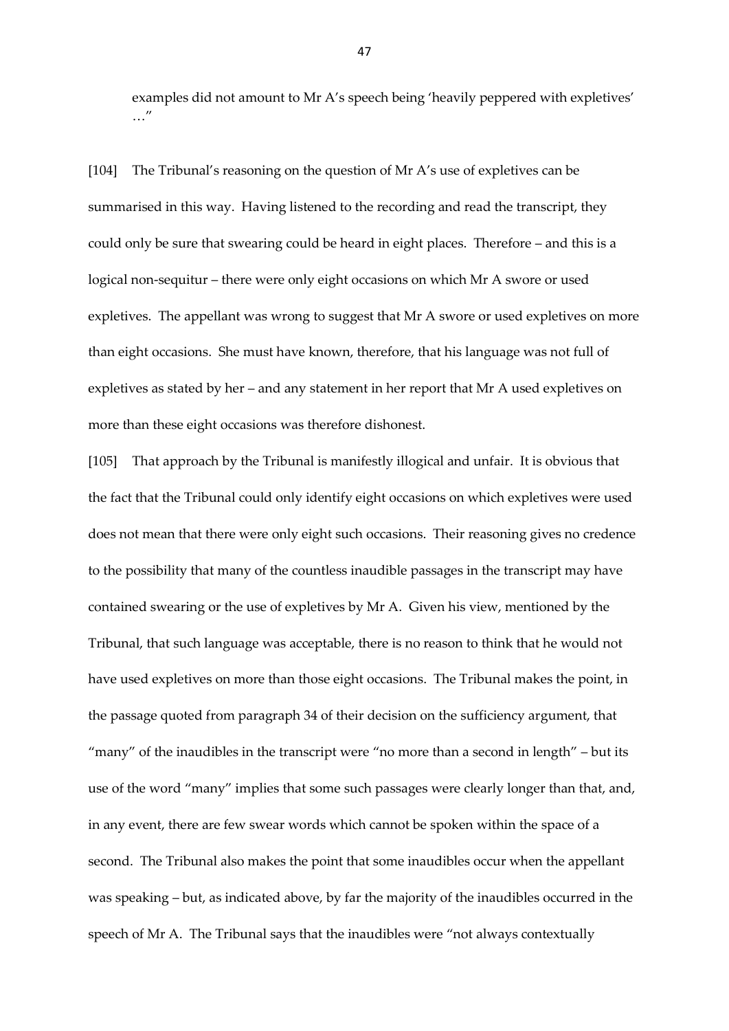examples did not amount to Mr A's speech being 'heavily peppered with expletives' …"

[104] The Tribunal's reasoning on the question of Mr A's use of expletives can be summarised in this way. Having listened to the recording and read the transcript, they could only be sure that swearing could be heard in eight places. Therefore – and this is a logical non-sequitur – there were only eight occasions on which Mr A swore or used expletives. The appellant was wrong to suggest that Mr A swore or used expletives on more than eight occasions. She must have known, therefore, that his language was not full of expletives as stated by her – and any statement in her report that Mr A used expletives on more than these eight occasions was therefore dishonest.

[105] That approach by the Tribunal is manifestly illogical and unfair. It is obvious that the fact that the Tribunal could only identify eight occasions on which expletives were used does not mean that there were only eight such occasions. Their reasoning gives no credence to the possibility that many of the countless inaudible passages in the transcript may have contained swearing or the use of expletives by Mr A. Given his view, mentioned by the Tribunal, that such language was acceptable, there is no reason to think that he would not have used expletives on more than those eight occasions. The Tribunal makes the point, in the passage quoted from paragraph 34 of their decision on the sufficiency argument, that "many" of the inaudibles in the transcript were "no more than a second in length" – but its use of the word "many" implies that some such passages were clearly longer than that, and, in any event, there are few swear words which cannot be spoken within the space of a second. The Tribunal also makes the point that some inaudibles occur when the appellant was speaking – but, as indicated above, by far the majority of the inaudibles occurred in the speech of Mr A. The Tribunal says that the inaudibles were "not always contextually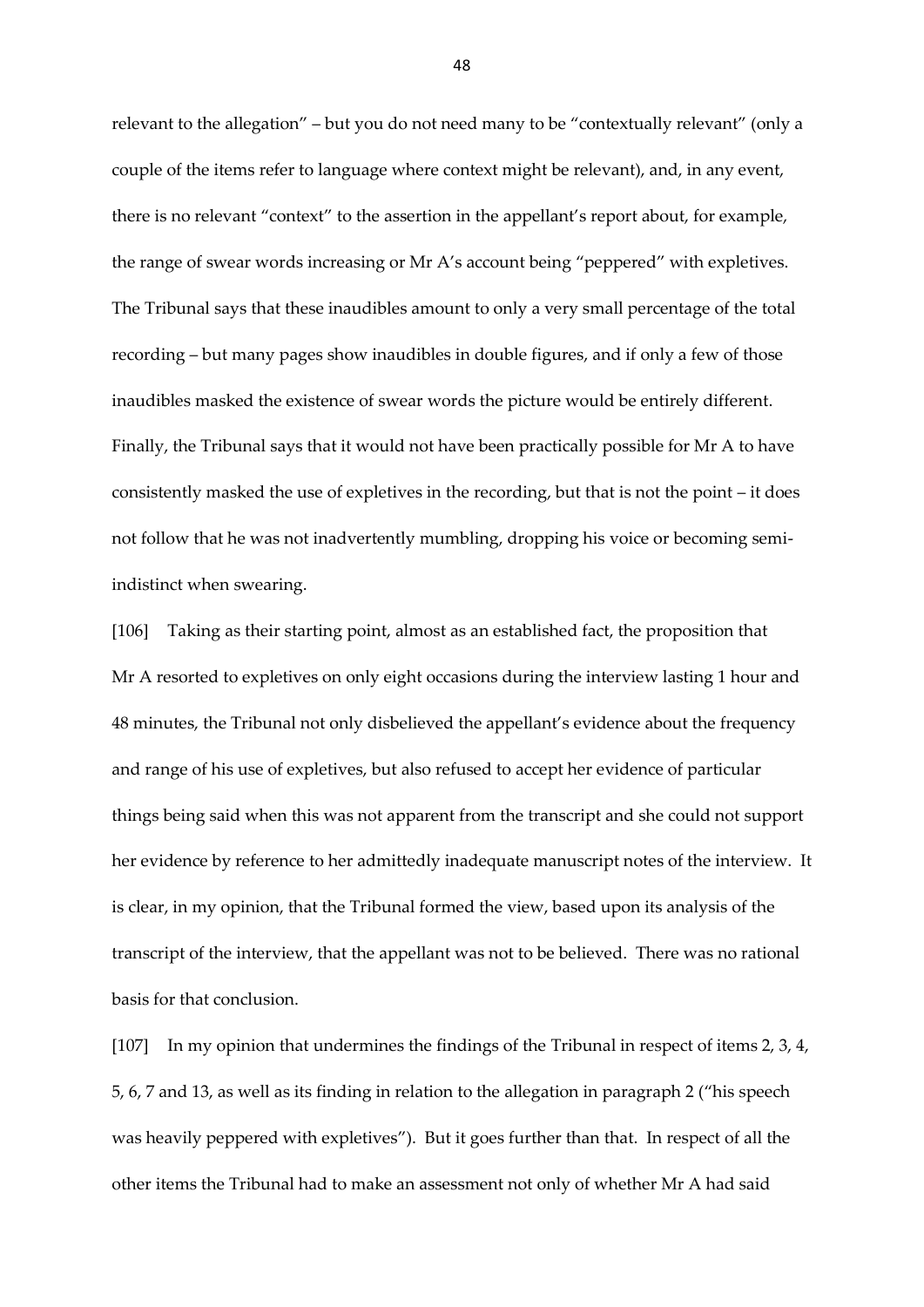relevant to the allegation" – but you do not need many to be "contextually relevant" (only a couple of the items refer to language where context might be relevant), and, in any event, there is no relevant "context" to the assertion in the appellant's report about, for example, the range of swear words increasing or Mr A's account being "peppered" with expletives. The Tribunal says that these inaudibles amount to only a very small percentage of the total recording – but many pages show inaudibles in double figures, and if only a few of those inaudibles masked the existence of swear words the picture would be entirely different. Finally, the Tribunal says that it would not have been practically possible for Mr A to have consistently masked the use of expletives in the recording, but that is not the point – it does not follow that he was not inadvertently mumbling, dropping his voice or becoming semi-indistinct when swearing.

[106] Taking as their starting point, almost as an established fact, the proposition that Mr A resorted to expletives on only eight occasions during the interview lasting 1 hour and 48 minutes, the Tribunal not only disbelieved the appellant's evidence about the frequency and range of his use of expletives, but also refused to accept her evidence of particular things being said when this was not apparent from the transcript and she could not support her evidence by reference to her admittedly inadequate manuscript notes of the interview. It is clear, in my opinion, that the Tribunal formed the view, based upon its analysis of the transcript of the interview, that the appellant was not to be believed. There was no rational basis for that conclusion.

[107] In my opinion that undermines the findings of the Tribunal in respect of items 2, 3, 4, 5, 6, 7 and 13, as well as its finding in relation to the allegation in paragraph 2 ("his speech was heavily peppered with expletives"). But it goes further than that. In respect of all the other items the Tribunal had to make an assessment not only of whether Mr A had said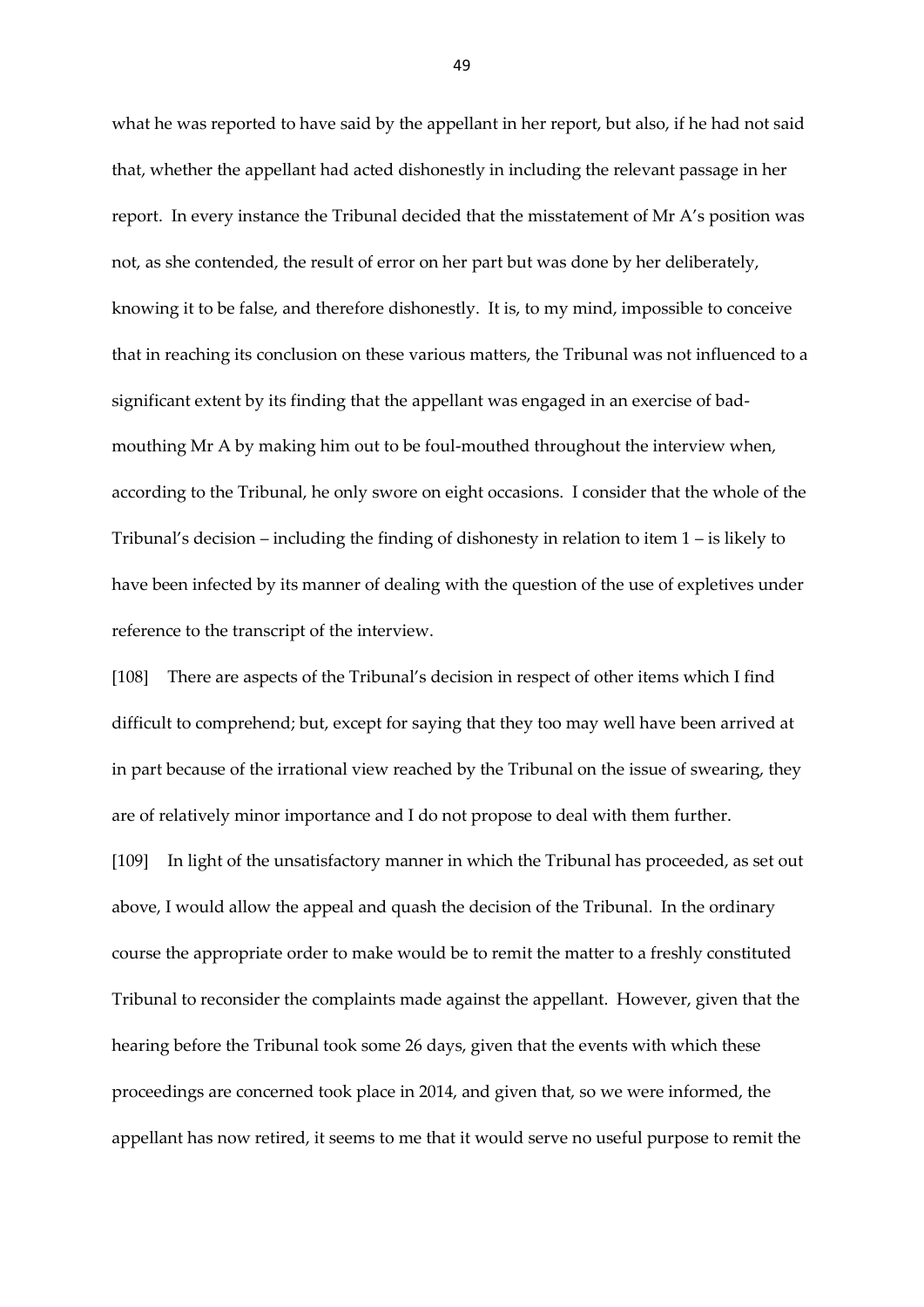what he was reported to have said by the appellant in her report, but also, if he had not said that, whether the appellant had acted dishonestly in including the relevant passage in her report. In every instance the Tribunal decided that the misstatement of Mr A's position was not, as she contended, the result of error on her part but was done by her deliberately, knowing it to be false, and therefore dishonestly. It is, to my mind, impossible to conceive that in reaching its conclusion on these various matters, the Tribunal was not influenced to a significant extent by its finding that the appellant was engaged in an exercise of bad-mouthing Mr A by making him out to be foul-mouthed throughout the interview when, according to the Tribunal, he only swore on eight occasions. I consider that the whole of the Tribunal's decision – including the finding of dishonesty in relation to item 1 – is likely to have been infected by its manner of dealing with the question of the use of expletives under reference to the transcript of the interview.

[108] There are aspects of the Tribunal's decision in respect of other items which I find difficult to comprehend; but, except for saying that they too may well have been arrived at in part because of the irrational view reached by the Tribunal on the issue of swearing, they are of relatively minor importance and I do not propose to deal with them further.

[109] In light of the unsatisfactory manner in which the Tribunal has proceeded, as set out above, I would allow the appeal and quash the decision of the Tribunal. In the ordinary course the appropriate order to make would be to remit the matter to a freshly constituted Tribunal to reconsider the complaints made against the appellant. However, given that the hearing before the Tribunal took some 26 days, given that the events with which these proceedings are concerned took place in 2014, and given that, so we were informed, the appellant has now retired, it seems to me that it would serve no useful purpose to remit the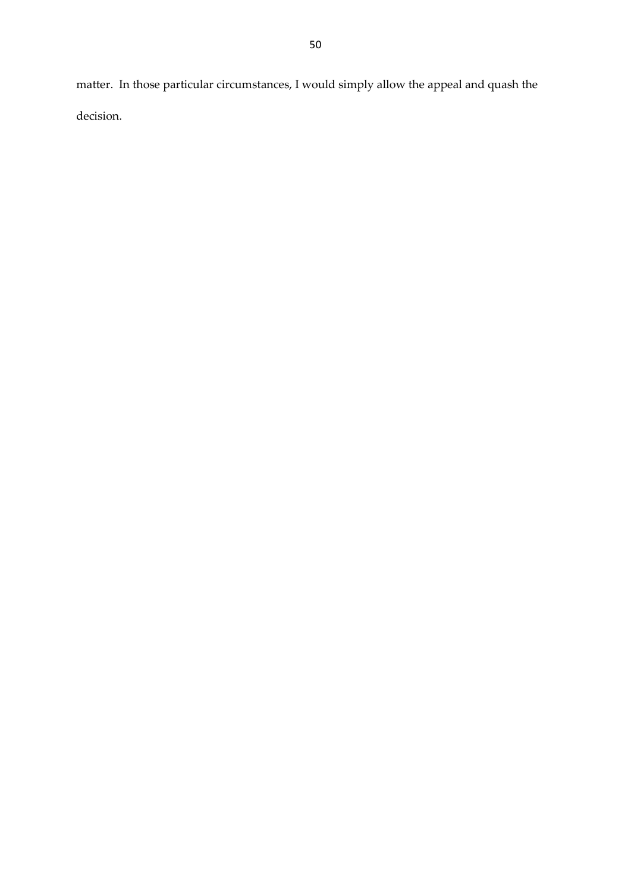matter. In those particular circumstances, I would simply allow the appeal and quash the decision.